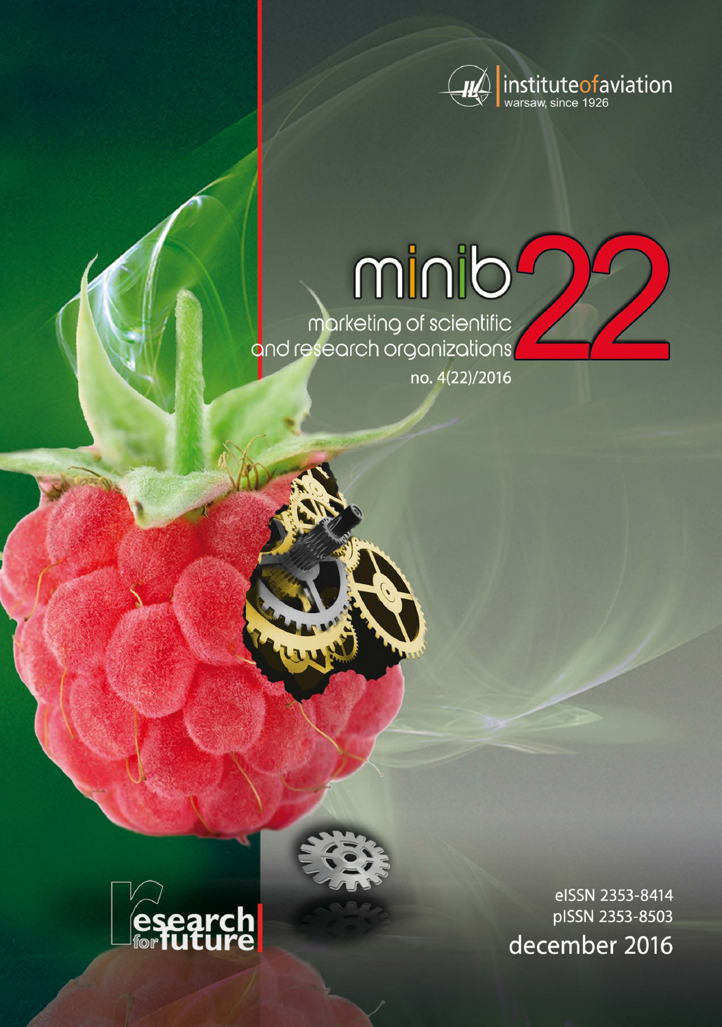instituteofaviation
warsaw, since 1926

# minib 22

marketing of scientific and research organizations

no. 4(22)/2016

research for future

eISSN 2353-8414
pISSN 2353-8503

december 2016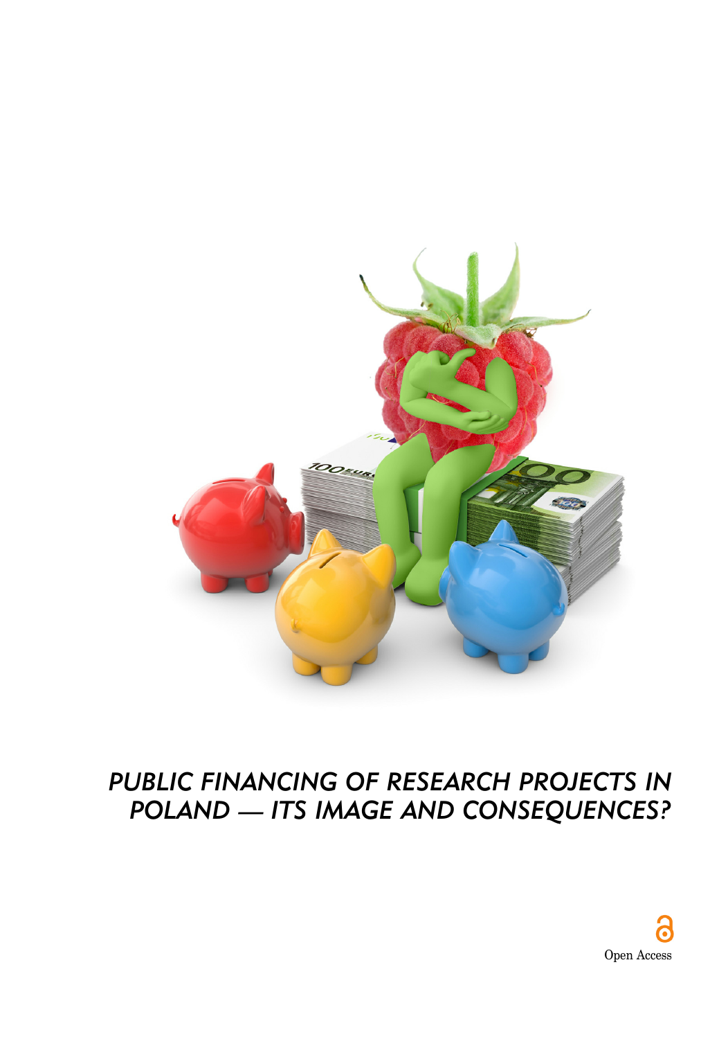# PUBLIC FINANCING OF RESEARCH PROJECTS IN POLAND — ITS IMAGE AND CONSEQUENCES?

Open Access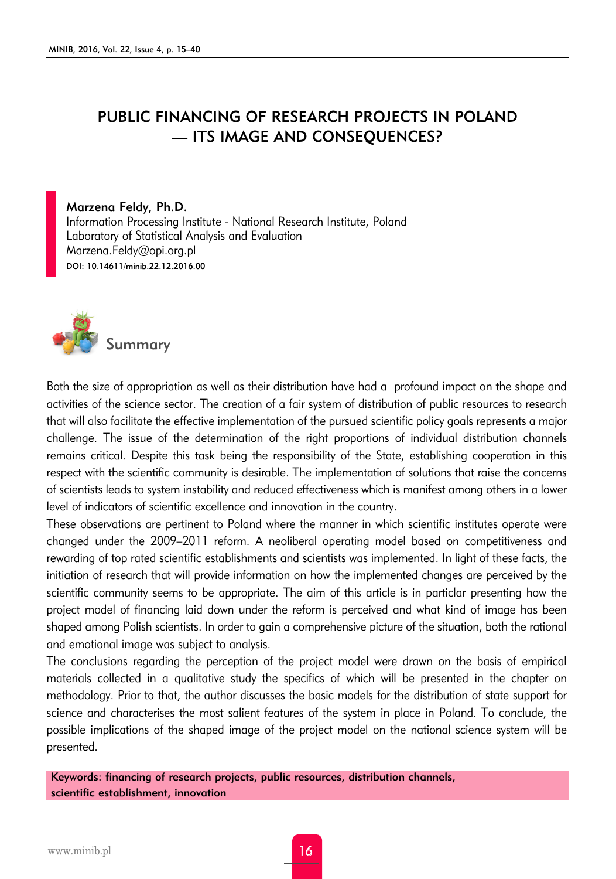# PUBLIC FINANCING OF RESEARCH PROJECTS IN POLAND — ITS IMAGE AND CONSEQUENCES?

**Marzena Feldy, Ph.D.**
Information Processing Institute - National Research Institute, Poland
Laboratory of Statistical Analysis and Evaluation
Marzena.Feldy@opi.org.pl
DOI: 10.14611/minib.22.12.2016.00

## Summary

Both the size of appropriation as well as their distribution have had a profound impact on the shape and activities of the science sector. The creation of a fair system of distribution of public resources to research that will also facilitate the effective implementation of the pursued scientific policy goals represents a major challenge. The issue of the determination of the right proportions of individual distribution channels remains critical. Despite this task being the responsibility of the State, establishing cooperation in this respect with the scientific community is desirable. The implementation of solutions that raise the concerns of scientists leads to system instability and reduced effectiveness which is manifest among others in a lower level of indicators of scientific excellence and innovation in the country.

These observations are pertinent to Poland where the manner in which scientific institutes operate were changed under the 2009–2011 reform. A neoliberal operating model based on competitiveness and rewarding of top rated scientific establishments and scientists was implemented. In light of these facts, the initiation of research that will provide information on how the implemented changes are perceived by the scientific community seems to be appropriate. The aim of this article is in particlar presenting how the project model of financing laid down under the reform is perceived and what kind of image has been shaped among Polish scientists. In order to gain a comprehensive picture of the situation, both the rational and emotional image was subject to analysis.

The conclusions regarding the perception of the project model were drawn on the basis of empirical materials collected in a qualitative study the specifics of which will be presented in the chapter on methodology. Prior to that, the author discusses the basic models for the distribution of state support for science and characterises the most salient features of the system in place in Poland. To conclude, the possible implications of the shaped image of the project model on the national science system will be presented.

**Keywords: financing of research projects, public resources, distribution channels, scientific establishment, innovation**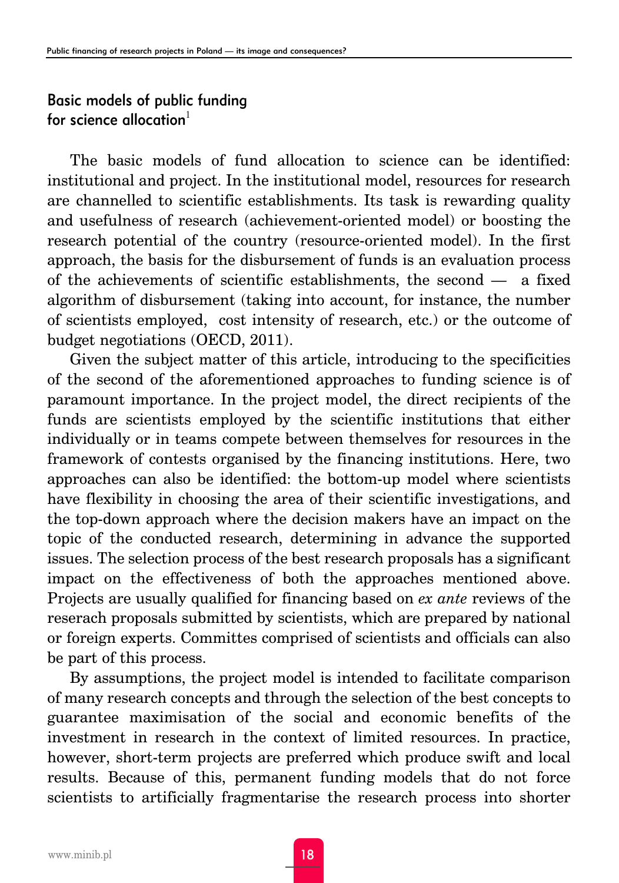## Basic models of public funding for science allocation[1]

The basic models of fund allocation to science can be identified: institutional and project. In the institutional model, resources for research are channelled to scientific establishments. Its task is rewarding quality and usefulness of research (achievement-oriented model) or boosting the research potential of the country (resource-oriented model). In the first approach, the basis for the disbursement of funds is an evaluation process of the achievements of scientific establishments, the second — a fixed algorithm of disbursement (taking into account, for instance, the number of scientists employed, cost intensity of research, etc.) or the outcome of budget negotiations (OECD, 2011).

Given the subject matter of this article, introducing to the specificities of the second of the aforementioned approaches to funding science is of paramount importance. In the project model, the direct recipients of the funds are scientists employed by the scientific institutions that either individually or in teams compete between themselves for resources in the framework of contests organised by the financing institutions. Here, two approaches can also be identified: the bottom-up model where scientists have flexibility in choosing the area of their scientific investigations, and the top-down approach where the decision makers have an impact on the topic of the conducted research, determining in advance the supported issues. The selection process of the best research proposals has a significant impact on the effectiveness of both the approaches mentioned above. Projects are usually qualified for financing based on *ex ante* reviews of the reserach proposals submitted by scientists, which are prepared by national or foreign experts. Committes comprised of scientists and officials can also be part of this process.

By assumptions, the project model is intended to facilitate comparison of many research concepts and through the selection of the best concepts to guarantee maximisation of the social and economic benefits of the investment in research in the context of limited resources. In practice, however, short-term projects are preferred which produce swift and local results. Because of this, permanent funding models that do not force scientists to artificially fragmentarise the research process into shorter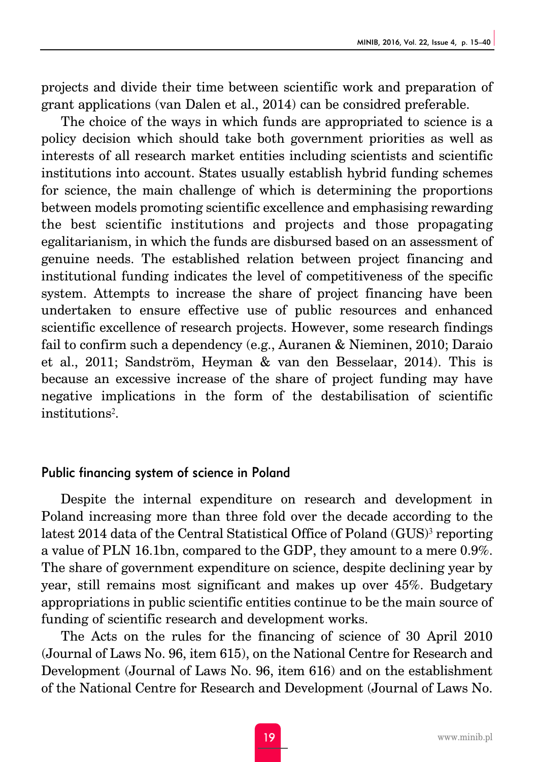projects and divide their time between scientific work and preparation of grant applications (van Dalen et al., 2014) can be considred preferable.

The choice of the ways in which funds are appropriated to science is a policy decision which should take both government priorities as well as interests of all research market entities including scientists and scientific institutions into account. States usually establish hybrid funding schemes for science, the main challenge of which is determining the proportions between models promoting scientific excellence and emphasising rewarding the best scientific institutions and projects and those propagating egalitarianism, in which the funds are disbursed based on an assessment of genuine needs. The established relation between project financing and institutional funding indicates the level of competitiveness of the specific system. Attempts to increase the share of project financing have been undertaken to ensure effective use of public resources and enhanced scientific excellence of research projects. However, some research findings fail to confirm such a dependency (e.g., Auranen & Nieminen, 2010; Daraio et al., 2011; Sandström, Heyman & van den Besselaar, 2014). This is because an excessive increase of the share of project funding may have negative implications in the form of the destabilisation of scientific institutions[2].

## Public financing system of science in Poland

Despite the internal expenditure on research and development in Poland increasing more than three fold over the decade according to the latest 2014 data of the Central Statistical Office of Poland (GUS)[3] reporting a value of PLN 16.1bn, compared to the GDP, they amount to a mere 0.9%. The share of government expenditure on science, despite declining year by year, still remains most significant and makes up over 45%. Budgetary appropriations in public scientific entities continue to be the main source of funding of scientific research and development works.

The Acts on the rules for the financing of science of 30 April 2010 (Journal of Laws No. 96, item 615), on the National Centre for Research and Development (Journal of Laws No. 96, item 616) and on the establishment of the National Centre for Research and Development (Journal of Laws No.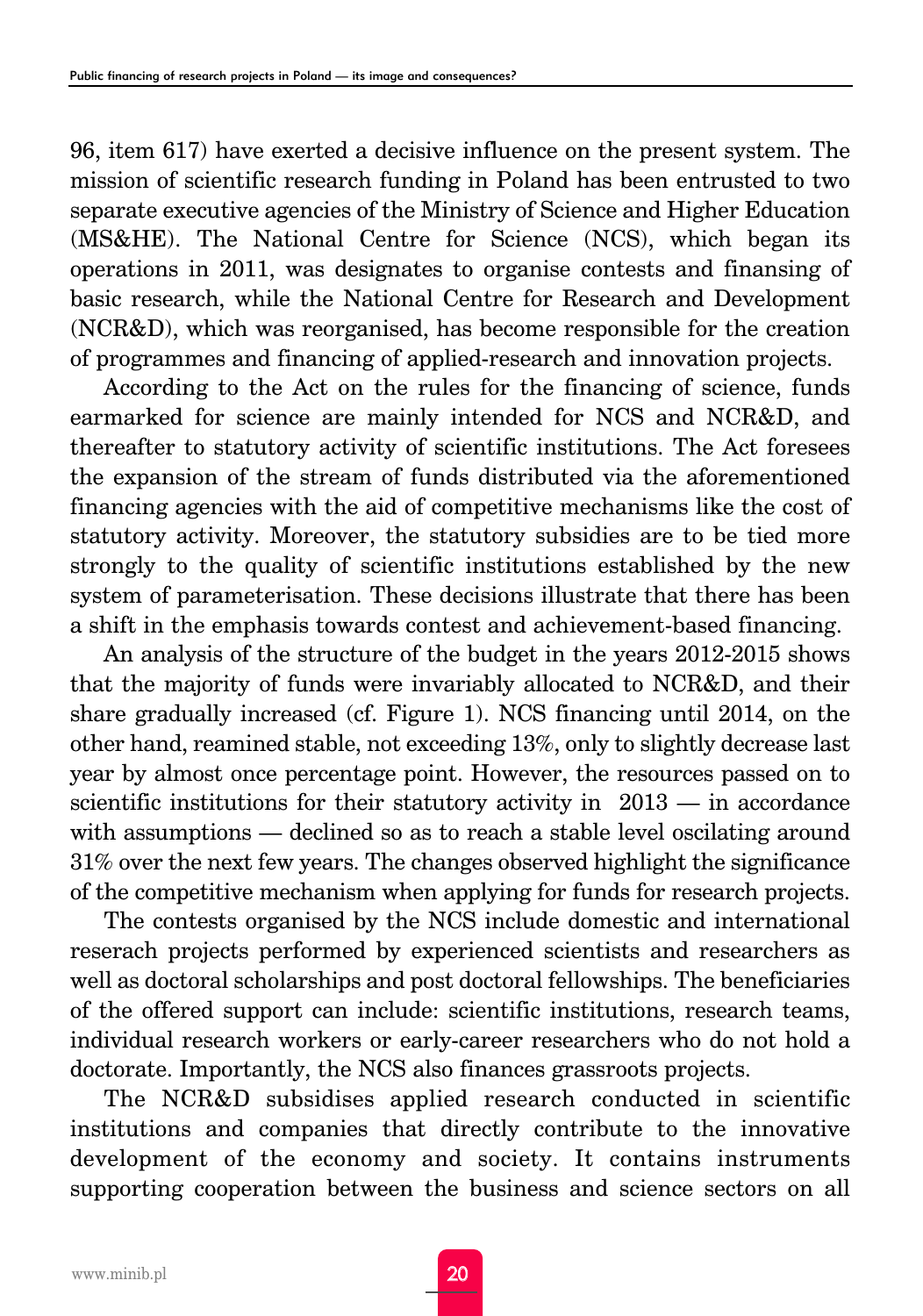96, item 617) have exerted a decisive influence on the present system. The mission of scientific research funding in Poland has been entrusted to two separate executive agencies of the Ministry of Science and Higher Education (MS&HE). The National Centre for Science (NCS), which began its operations in 2011, was designates to organise contests and finansing of basic research, while the National Centre for Research and Development (NCR&D), which was reorganised, has become responsible for the creation of programmes and financing of applied-research and innovation projects.

According to the Act on the rules for the financing of science, funds earmarked for science are mainly intended for NCS and NCR&D, and thereafter to statutory activity of scientific institutions. The Act foresees the expansion of the stream of funds distributed via the aforementioned financing agencies with the aid of competitive mechanisms like the cost of statutory activity. Moreover, the statutory subsidies are to be tied more strongly to the quality of scientific institutions established by the new system of parameterisation. These decisions illustrate that there has been a shift in the emphasis towards contest and achievement-based financing.

An analysis of the structure of the budget in the years 2012-2015 shows that the majority of funds were invariably allocated to NCR&D, and their share gradually increased (cf. Figure 1). NCS financing until 2014, on the other hand, reamined stable, not exceeding 13%, only to slightly decrease last year by almost once percentage point. However, the resources passed on to scientific institutions for their statutory activity in 2013 — in accordance with assumptions — declined so as to reach a stable level oscilating around 31% over the next few years. The changes observed highlight the significance of the competitive mechanism when applying for funds for research projects.

The contests organised by the NCS include domestic and international reserach projects performed by experienced scientists and researchers as well as doctoral scholarships and post doctoral fellowships. The beneficiaries of the offered support can include: scientific institutions, research teams, individual research workers or early-career researchers who do not hold a doctorate. Importantly, the NCS also finances grassroots projects.

The NCR&D subsidises applied research conducted in scientific institutions and companies that directly contribute to the innovative development of the economy and society. It contains instruments supporting cooperation between the business and science sectors on all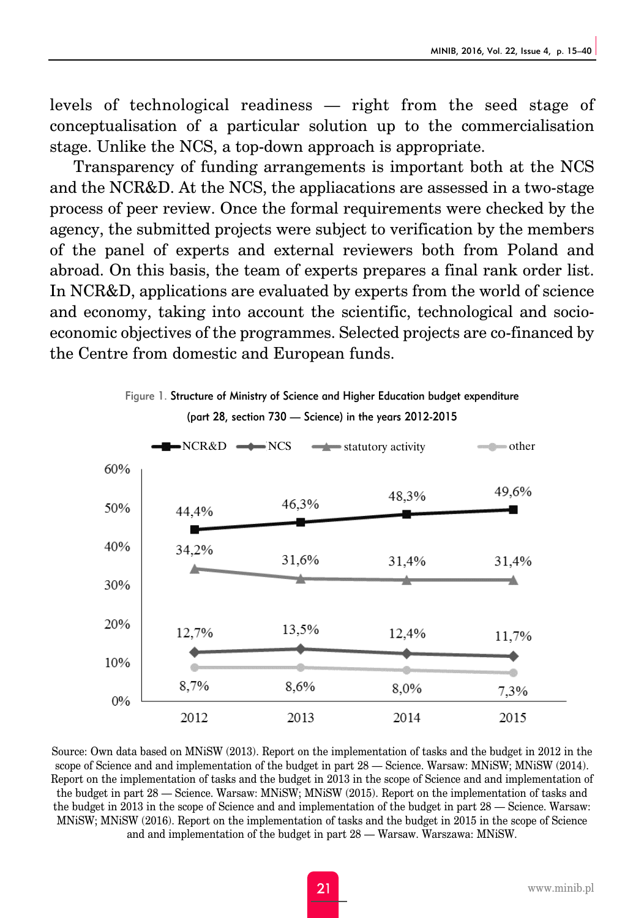levels of technological readiness — right from the seed stage of conceptualisation of a particular solution up to the commercialisation stage. Unlike the NCS, a top-down approach is appropriate.

Transparency of funding arrangements is important both at the NCS and the NCR&D. At the NCS, the appliacations are assessed in a two-stage process of peer review. Once the formal requirements were checked by the agency, the submitted projects were subject to verification by the members of the panel of experts and external reviewers both from Poland and abroad. On this basis, the team of experts prepares a final rank order list. In NCR&D, applications are evaluated by experts from the world of science and economy, taking into account the scientific, technological and socio-economic objectives of the programmes. Selected projects are co-financed by the Centre from domestic and European funds.

Figure 1. Structure of Ministry of Science and Higher Education budget expenditure (part 28, section 730 — Science) in the years 2012-2015

| | 2012 | 2013 | 2014 | 2015 |
|---|---|---|---|---|
| NCR&D | 44,4% | 46,3% | 48,3% | 49,6% |
| NCS | 12,7% | 13,5% | 12,4% | 11,7% |
| statutory activity | 34,2% | 31,6% | 31,4% | 31,4% |
| other | 8,7% | 8,6% | 8,0% | 7,3% |

Source: Own data based on MNiSW (2013). Report on the implementation of tasks and the budget in 2012 in the scope of Science and and implementation of the budget in part 28 — Science. Warsaw: MNiSW; MNiSW (2014). Report on the implementation of tasks and the budget in 2013 in the scope of Science and and implementation of the budget in part 28 — Science. Warsaw: MNiSW; MNiSW (2015). Report on the implementation of tasks and the budget in 2013 in the scope of Science and and implementation of the budget in part 28 — Science. Warsaw: MNiSW; MNiSW (2016). Report on the implementation of tasks and the budget in 2015 in the scope of Science and and implementation of the budget in part 28 — Warsaw. Warszawa: MNiSW.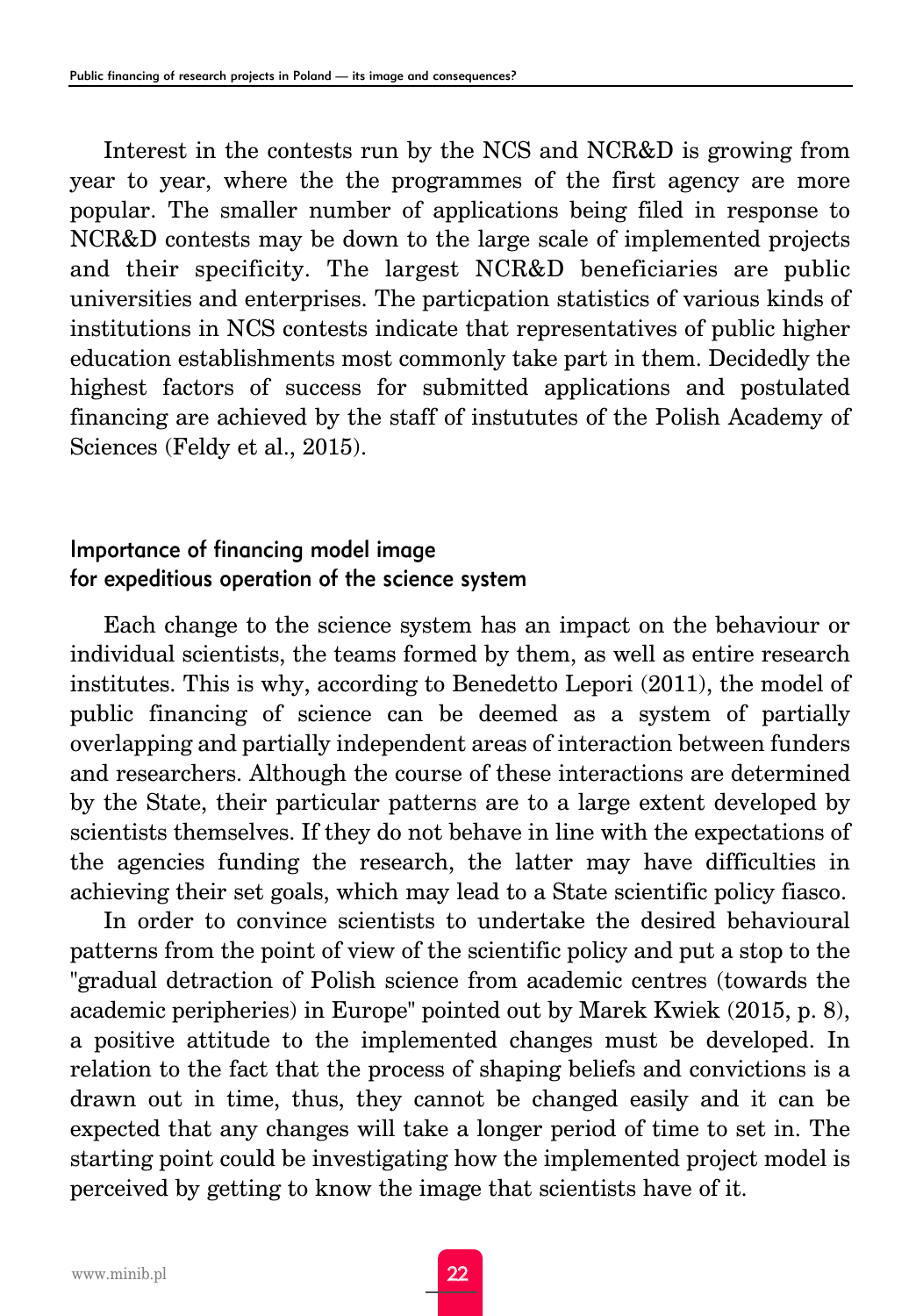Interest in the contests run by the NCS and NCR&D is growing from year to year, where the the programmes of the first agency are more popular. The smaller number of applications being filed in response to NCR&D contests may be down to the large scale of implemented projects and their specificity. The largest NCR&D beneficiaries are public universities and enterprises. The particpation statistics of various kinds of institutions in NCS contests indicate that representatives of public higher education establishments most commonly take part in them. Decidedly the highest factors of success for submitted applications and postulated financing are achieved by the staff of instututes of the Polish Academy of Sciences (Feldy et al., 2015).

## Importance of financing model image for expeditious operation of the science system

Each change to the science system has an impact on the behaviour or individual scientists, the teams formed by them, as well as entire research institutes. This is why, according to Benedetto Lepori (2011), the model of public financing of science can be deemed as a system of partially overlapping and partially independent areas of interaction between funders and researchers. Although the course of these interactions are determined by the State, their particular patterns are to a large extent developed by scientists themselves. If they do not behave in line with the expectations of the agencies funding the research, the latter may have difficulties in achieving their set goals, which may lead to a State scientific policy fiasco.

In order to convince scientists to undertake the desired behavioural patterns from the point of view of the scientific policy and put a stop to the "gradual detraction of Polish science from academic centres (towards the academic peripheries) in Europe" pointed out by Marek Kwiek (2015, p. 8), a positive attitude to the implemented changes must be developed. In relation to the fact that the process of shaping beliefs and convictions is a drawn out in time, thus, they cannot be changed easily and it can be expected that any changes will take a longer period of time to set in. The starting point could be investigating how the implemented project model is perceived by getting to know the image that scientists have of it.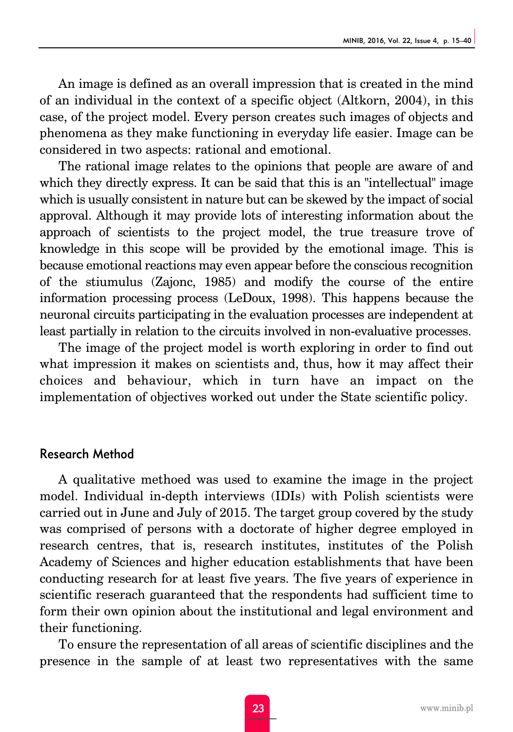An image is defined as an overall impression that is created in the mind of an individual in the context of a specific object (Altkorn, 2004), in this case, of the project model. Every person creates such images of objects and phenomena as they make functioning in everyday life easier. Image can be considered in two aspects: rational and emotional.

The rational image relates to the opinions that people are aware of and which they directly express. It can be said that this is an "intellectual" image which is usually consistent in nature but can be skewed by the impact of social approval. Although it may provide lots of interesting information about the approach of scientists to the project model, the true treasure trove of knowledge in this scope will be provided by the emotional image. This is because emotional reactions may even appear before the conscious recognition of the stiumulus (Zajonc, 1985) and modify the course of the entire information processing process (LeDoux, 1998). This happens because the neuronal circuits participating in the evaluation processes are independent at least partially in relation to the circuits involved in non-evaluative processes.

The image of the project model is worth exploring in order to find out what impression it makes on scientists and, thus, how it may affect their choices and behaviour, which in turn have an impact on the implementation of objectives worked out under the State scientific policy.

## Research Method

A qualitative methoed was used to examine the image in the project model. Individual in-depth interviews (IDIs) with Polish scientists were carried out in June and July of 2015. The target group covered by the study was comprised of persons with a doctorate of higher degree employed in research centres, that is, research institutes, institutes of the Polish Academy of Sciences and higher education establishments that have been conducting research for at least five years. The five years of experience in scientific reserach guaranteed that the respondents had sufficient time to form their own opinion about the institutional and legal environment and their functioning.

To ensure the representation of all areas of scientific disciplines and the presence in the sample of at least two representatives with the same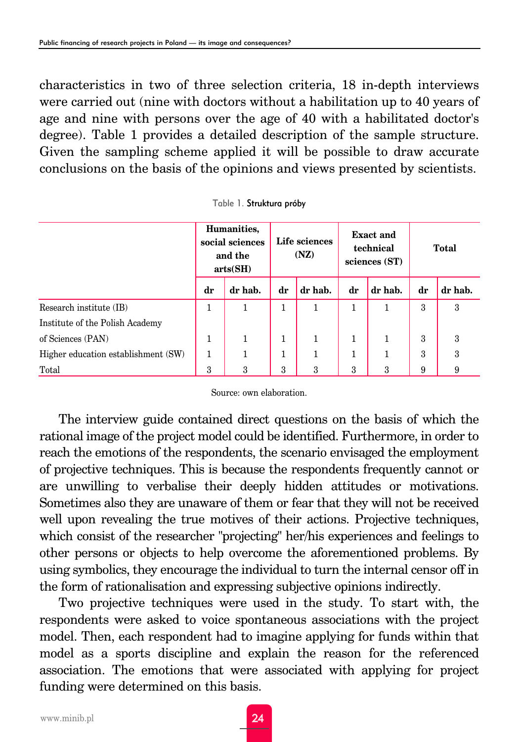characteristics in two of three selection criteria, 18 in-depth interviews were carried out (nine with doctors without a habilitation up to 40 years of age and nine with persons over the age of 40 with a habilitated doctor's degree). Table 1 provides a detailed description of the sample structure. Given the sampling scheme applied it will be possible to draw accurate conclusions on the basis of the opinions and views presented by scientists.

Table 1. Struktura próby

| | Humanities, social sciences and the arts(SH) | | Life sciences (NZ) | | Exact and technical sciences (ST) | | Total | |
|---|---|---|---|---|---|---|---|---|
| | **dr** | **dr hab.** | **dr** | **dr hab.** | **dr** | **dr hab.** | **dr** | **dr hab.** |
| Research institute (IB) | 1 | 1 | 1 | 1 | 1 | 1 | 3 | 3 |
| Institute of the Polish Academy of Sciences (PAN) | 1 | 1 | 1 | 1 | 1 | 1 | 3 | 3 |
| Higher education establishment (SW) | 1 | 1 | 1 | 1 | 1 | 1 | 3 | 3 |
| Total | 3 | 3 | 3 | 3 | 3 | 3 | 9 | 9 |

Source: own elaboration.

The interview guide contained direct questions on the basis of which the rational image of the project model could be identified. Furthermore, in order to reach the emotions of the respondents, the scenario envisaged the employment of projective techniques. This is because the respondents frequently cannot or are unwilling to verbalise their deeply hidden attitudes or motivations. Sometimes also they are unaware of them or fear that they will not be received well upon revealing the true motives of their actions. Projective techniques, which consist of the researcher "projecting" her/his experiences and feelings to other persons or objects to help overcome the aforementioned problems. By using symbolics, they encourage the individual to turn the internal censor off in the form of rationalisation and expressing subjective opinions indirectly.

Two projective techniques were used in the study. To start with, the respondents were asked to voice spontaneous associations with the project model. Then, each respondent had to imagine applying for funds within that model as a sports discipline and explain the reason for the referenced association. The emotions that were associated with applying for project funding were determined on this basis.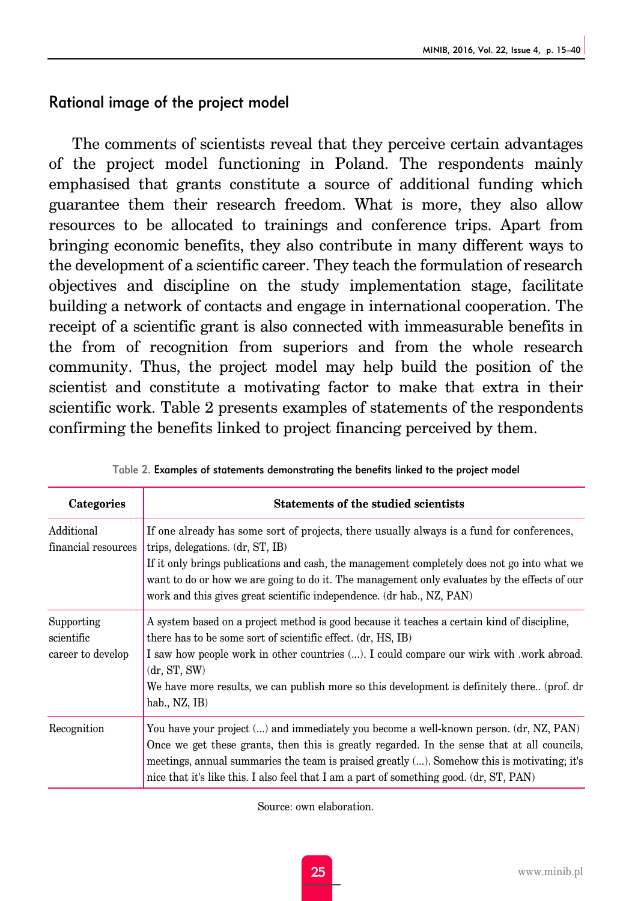## Rational image of the project model

The comments of scientists reveal that they perceive certain advantages of the project model functioning in Poland. The respondents mainly emphasised that grants constitute a source of additional funding which guarantee them their research freedom. What is more, they also allow resources to be allocated to trainings and conference trips. Apart from bringing economic benefits, they also contribute in many different ways to the development of a scientific career. They teach the formulation of research objectives and discipline on the study implementation stage, facilitate building a network of contacts and engage in international cooperation. The receipt of a scientific grant is also connected with immeasurable benefits in the from of recognition from superiors and from the whole research community. Thus, the project model may help build the position of the scientist and constitute a motivating factor to make that extra in their scientific work. Table 2 presents examples of statements of the respondents confirming the benefits linked to project financing perceived by them.

Table 2. Examples of statements demonstrating the benefits linked to the project model

| Categories | Statements of the studied scientists |
|---|---|
| Additional financial resources | If one already has some sort of projects, there usually always is a fund for conferences, trips, delegations. (dr, ST, IB)<br>If it only brings publications and cash, the management completely does not go into what we want to do or how we are going to do it. The management only evaluates by the effects of our work and this gives great scientific independence. (dr hab., NZ, PAN) |
| Supporting scientific career to develop | A system based on a project method is good because it teaches a certain kind of discipline, there has to be some sort of scientific effect. (dr, HS, IB)<br>I saw how people work in other countries (...). I could compare our wirk with .work abroad. (dr, ST, SW)<br>We have more results, we can publish more so this development is definitely there.. (prof. dr hab., NZ, IB) |
| Recognition | You have your project (...) and immediately you become a well-known person. (dr, NZ, PAN)<br>Once we get these grants, then this is greatly regarded. In the sense that at all councils, meetings, annual summaries the team is praised greatly (...). Somehow this is motivating; it's nice that it's like this. I also feel that I am a part of something good. (dr, ST, PAN) |

Source: own elaboration.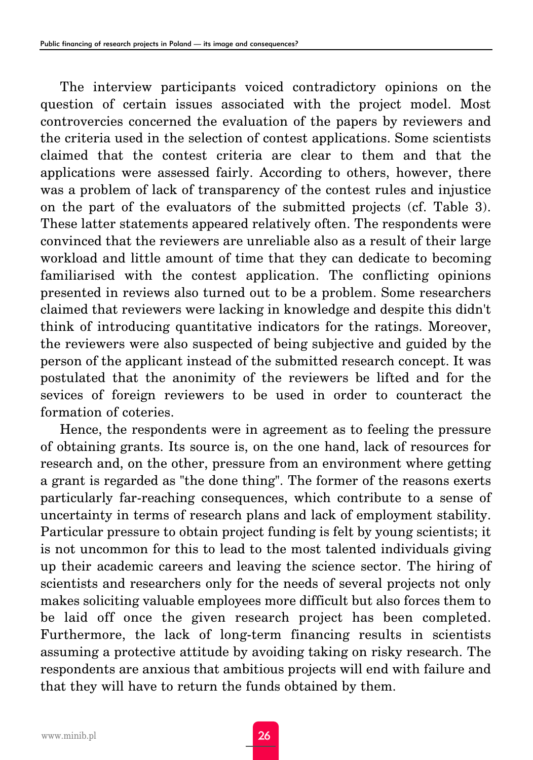The interview participants voiced contradictory opinions on the question of certain issues associated with the project model. Most controvercies concerned the evaluation of the papers by reviewers and the criteria used in the selection of contest applications. Some scientists claimed that the contest criteria are clear to them and that the applications were assessed fairly. According to others, however, there was a problem of lack of transparency of the contest rules and injustice on the part of the evaluators of the submitted projects (cf. Table 3). These latter statements appeared relatively often. The respondents were convinced that the reviewers are unreliable also as a result of their large workload and little amount of time that they can dedicate to becoming familiarised with the contest application. The conflicting opinions presented in reviews also turned out to be a problem. Some researchers claimed that reviewers were lacking in knowledge and despite this didn't think of introducing quantitative indicators for the ratings. Moreover, the reviewers were also suspected of being subjective and guided by the person of the applicant instead of the submitted research concept. It was postulated that the anonimity of the reviewers be lifted and for the sevices of foreign reviewers to be used in order to counteract the formation of coteries.

Hence, the respondents were in agreement as to feeling the pressure of obtaining grants. Its source is, on the one hand, lack of resources for research and, on the other, pressure from an environment where getting a grant is regarded as "the done thing". The former of the reasons exerts particularly far-reaching consequences, which contribute to a sense of uncertainty in terms of research plans and lack of employment stability. Particular pressure to obtain project funding is felt by young scientists; it is not uncommon for this to lead to the most talented individuals giving up their academic careers and leaving the science sector. The hiring of scientists and researchers only for the needs of several projects not only makes soliciting valuable employees more difficult but also forces them to be laid off once the given research project has been completed. Furthermore, the lack of long-term financing results in scientists assuming a protective attitude by avoiding taking on risky research. The respondents are anxious that ambitious projects will end with failure and that they will have to return the funds obtained by them.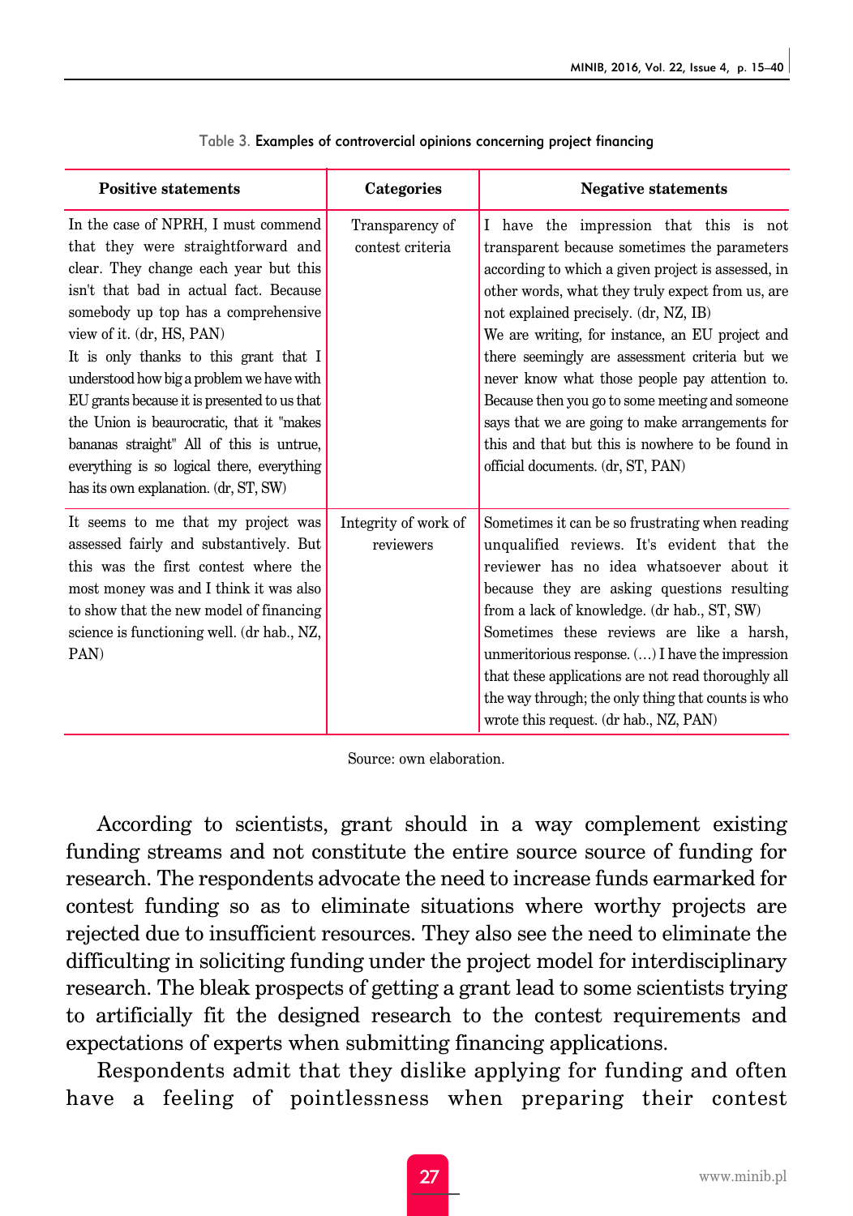Table 3. Examples of controvercial opinions concerning project financing

| Positive statements | Categories | Negative statements |
|---|---|---|
| In the case of NPRH, I must commend that they were straightforward and clear. They change each year but this isn't that bad in actual fact. Because somebody up top has a comprehensive view of it. (dr, HS, PAN) It is only thanks to this grant that I understood how big a problem we have with EU grants because it is presented to us that the Union is beaurocratic, that it "makes bananas straight" All of this is untrue, everything is so logical there, everything has its own explanation. (dr, ST, SW) | Transparency of contest criteria | I have the impression that this is not transparent because sometimes the parameters according to which a given project is assessed, in other words, what they truly expect from us, are not explained precisely. (dr, NZ, IB) We are writing, for instance, an EU project and there seemingly are assessment criteria but we never know what those people pay attention to. Because then you go to some meeting and someone says that we are going to make arrangements for this and that but this is nowhere to be found in official documents. (dr, ST, PAN) |
| It seems to me that my project was assessed fairly and substantively. But this was the first contest where the most money was and I think it was also to show that the new model of financing science is functioning well. (dr hab., NZ, PAN) | Integrity of work of reviewers | Sometimes it can be so frustrating when reading unqualified reviews. It's evident that the reviewer has no idea whatsoever about it because they are asking questions resulting from a lack of knowledge. (dr hab., ST, SW) Sometimes these reviews are like a harsh, unmeritorious response. (…) I have the impression that these applications are not read thoroughly all the way through; the only thing that counts is who wrote this request. (dr hab., NZ, PAN) |

Source: own elaboration.

According to scientists, grant should in a way complement existing funding streams and not constitute the entire source source of funding for research. The respondents advocate the need to increase funds earmarked for contest funding so as to eliminate situations where worthy projects are rejected due to insufficient resources. They also see the need to eliminate the difficulting in soliciting funding under the project model for interdisciplinary research. The bleak prospects of getting a grant lead to some scientists trying to artificially fit the designed research to the contest requirements and expectations of experts when submitting financing applications.

Respondents admit that they dislike applying for funding and often have a feeling of pointlessness when preparing their contest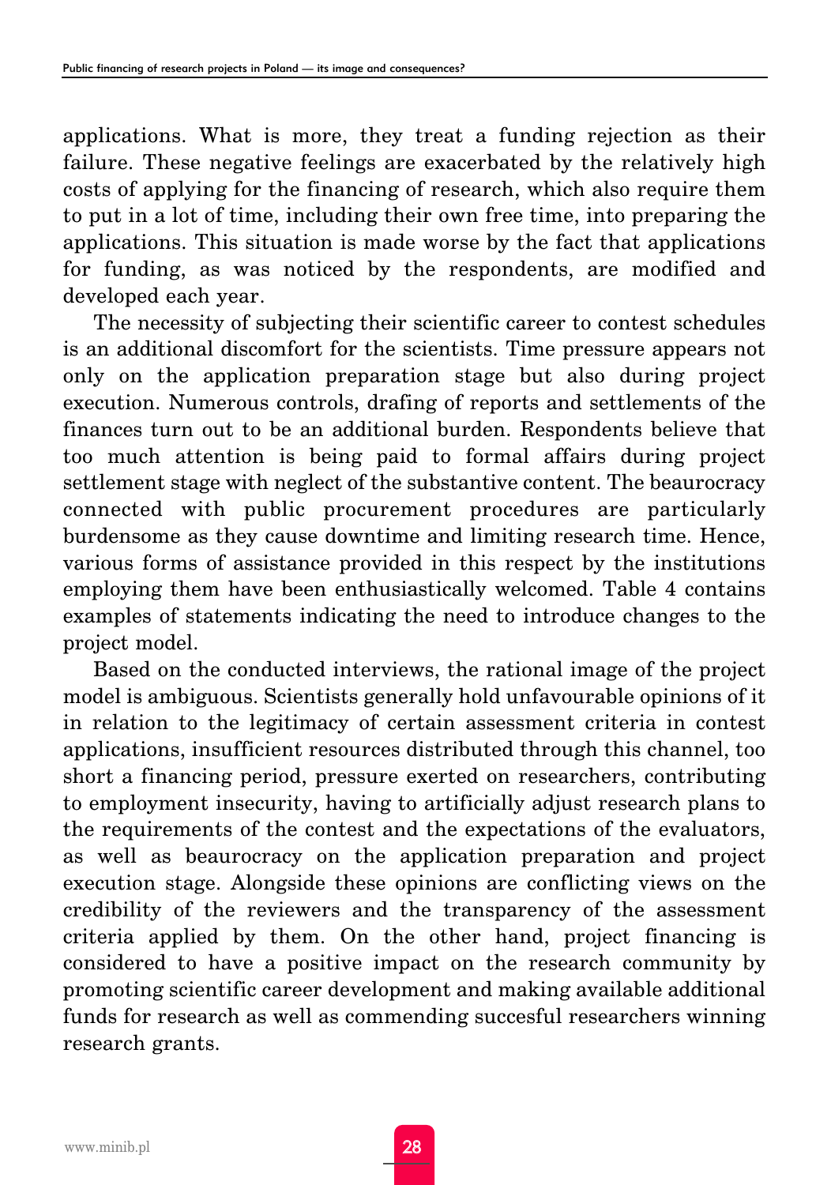applications. What is more, they treat a funding rejection as their failure. These negative feelings are exacerbated by the relatively high costs of applying for the financing of research, which also require them to put in a lot of time, including their own free time, into preparing the applications. This situation is made worse by the fact that applications for funding, as was noticed by the respondents, are modified and developed each year.

The necessity of subjecting their scientific career to contest schedules is an additional discomfort for the scientists. Time pressure appears not only on the application preparation stage but also during project execution. Numerous controls, drafing of reports and settlements of the finances turn out to be an additional burden. Respondents believe that too much attention is being paid to formal affairs during project settlement stage with neglect of the substantive content. The beaurocracy connected with public procurement procedures are particularly burdensome as they cause downtime and limiting research time. Hence, various forms of assistance provided in this respect by the institutions employing them have been enthusiastically welcomed. Table 4 contains examples of statements indicating the need to introduce changes to the project model.

Based on the conducted interviews, the rational image of the project model is ambiguous. Scientists generally hold unfavourable opinions of it in relation to the legitimacy of certain assessment criteria in contest applications, insufficient resources distributed through this channel, too short a financing period, pressure exerted on researchers, contributing to employment insecurity, having to artificially adjust research plans to the requirements of the contest and the expectations of the evaluators, as well as beaurocracy on the application preparation and project execution stage. Alongside these opinions are conflicting views on the credibility of the reviewers and the transparency of the assessment criteria applied by them. On the other hand, project financing is considered to have a positive impact on the research community by promoting scientific career development and making available additional funds for research as well as commending succesful researchers winning research grants.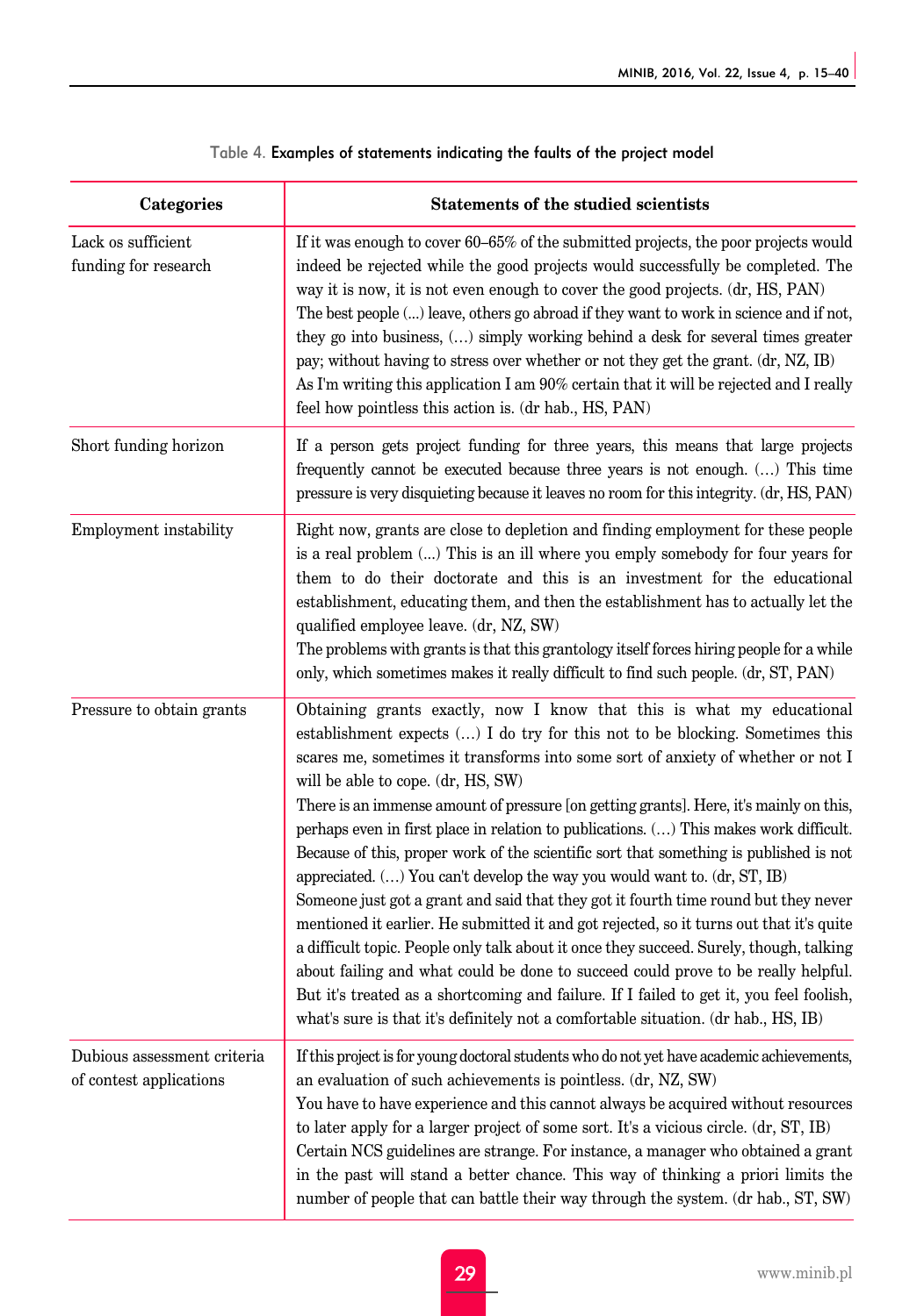Table 4. Examples of statements indicating the faults of the project model

| Categories | Statements of the studied scientists |
|---|---|
| Lack os sufficient funding for research | If it was enough to cover 60–65% of the submitted projects, the poor projects would indeed be rejected while the good projects would successfully be completed. The way it is now, it is not even enough to cover the good projects. (dr, HS, PAN)<br>The best people (...) leave, others go abroad if they want to work in science and if not, they go into business, (…) simply working behind a desk for several times greater pay; without having to stress over whether or not they get the grant. (dr, NZ, IB)<br>As I'm writing this application I am 90% certain that it will be rejected and I really feel how pointless this action is. (dr hab., HS, PAN) |
| Short funding horizon | If a person gets project funding for three years, this means that large projects frequently cannot be executed because three years is not enough. (…) This time pressure is very disquieting because it leaves no room for this integrity. (dr, HS, PAN) |
| Employment instability | Right now, grants are close to depletion and finding employment for these people is a real problem (...) This is an ill where you emply somebody for four years for them to do their doctorate and this is an investment for the educational establishment, educating them, and then the establishment has to actually let the qualified employee leave. (dr, NZ, SW)<br>The problems with grants is that this grantology itself forces hiring people for a while only, which sometimes makes it really difficult to find such people. (dr, ST, PAN) |
| Pressure to obtain grants | Obtaining grants exactly, now I know that this is what my educational establishment expects (…) I do try for this not to be blocking. Sometimes this scares me, sometimes it transforms into some sort of anxiety of whether or not I will be able to cope. (dr, HS, SW)<br>There is an immense amount of pressure [on getting grants]. Here, it's mainly on this, perhaps even in first place in relation to publications. (…) This makes work difficult. Because of this, proper work of the scientific sort that something is published is not appreciated. (…) You can't develop the way you would want to. (dr, ST, IB)<br>Someone just got a grant and said that they got it fourth time round but they never mentioned it earlier. He submitted it and got rejected, so it turns out that it's quite a difficult topic. People only talk about it once they succeed. Surely, though, talking about failing and what could be done to succeed could prove to be really helpful. But it's treated as a shortcoming and failure. If I failed to get it, you feel foolish, what's sure is that it's definitely not a comfortable situation. (dr hab., HS, IB) |
| Dubious assessment criteria of contest applications | If this project is for young doctoral students who do not yet have academic achievements, an evaluation of such achievements is pointless. (dr, NZ, SW)<br>You have to have experience and this cannot always be acquired without resources to later apply for a larger project of some sort. It's a vicious circle. (dr, ST, IB)<br>Certain NCS guidelines are strange. For instance, a manager who obtained a grant in the past will stand a better chance. This way of thinking a priori limits the number of people that can battle their way through the system. (dr hab., ST, SW) |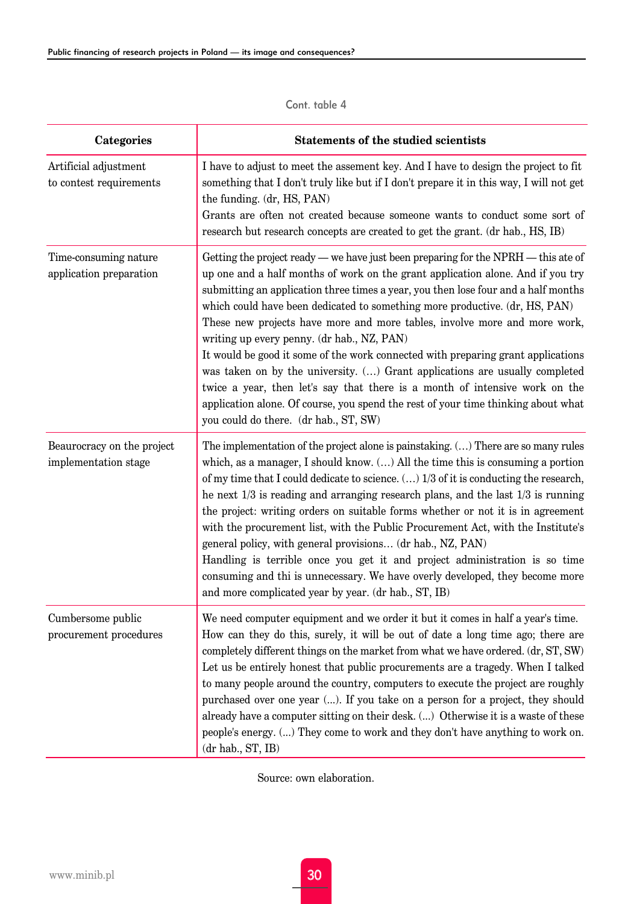Cont. table 4

| Categories | Statements of the studied scientists |
|---|---|
| Artificial adjustment to contest requirements | I have to adjust to meet the assement key. And I have to design the project to fit something that I don't truly like but if I don't prepare it in this way, I will not get the funding. (dr, HS, PAN)<br>Grants are often not created because someone wants to conduct some sort of research but research concepts are created to get the grant. (dr hab., HS, IB) |
| Time-consuming nature application preparation | Getting the project ready — we have just been preparing for the NPRH — this ate of up one and a half months of work on the grant application alone. And if you try submitting an application three times a year, you then lose four and a half months which could have been dedicated to something more productive. (dr, HS, PAN)<br>These new projects have more and more tables, involve more and more work, writing up every penny. (dr hab., NZ, PAN)<br>It would be good it some of the work connected with preparing grant applications was taken on by the university. (…) Grant applications are usually completed twice a year, then let's say that there is a month of intensive work on the application alone. Of course, you spend the rest of your time thinking about what you could do there. (dr hab., ST, SW) |
| Beaurocracy on the project implementation stage | The implementation of the project alone is painstaking. (…) There are so many rules which, as a manager, I should know. (…) All the time this is consuming a portion of my time that I could dedicate to science. (…) 1/3 of it is conducting the research, he next 1/3 is reading and arranging research plans, and the last 1/3 is running the project: writing orders on suitable forms whether or not it is in agreement with the Public Procurement list, with the Public Procurement Act, with the Institute's general policy, with general provisions… (dr hab., NZ, PAN)<br>Handling is terrible once you get it and project administration is so time consuming and thi is unnecessary. We have overly developed, they become more and more complicated year by year. (dr hab., ST, IB) |
| Cumbersome public procurement procedures | We need computer equipment and we order it but it comes in half a year's time. How can they do this, surely, it will be out of date a long time ago; there are completely different things on the market from what we have ordered. (dr, ST, SW)<br>Let us be entirely honest that public procurements are a tragedy. When I talked to many people around the country, computers to execute the project are roughly purchased over one year (...). If you take on a person for a project, they should already have a computer sitting on their desk. (...) Otherwise it is a waste of these people's energy. (...) They come to work and they don't have anything to work on. (dr hab., ST, IB) |

Source: own elaboration.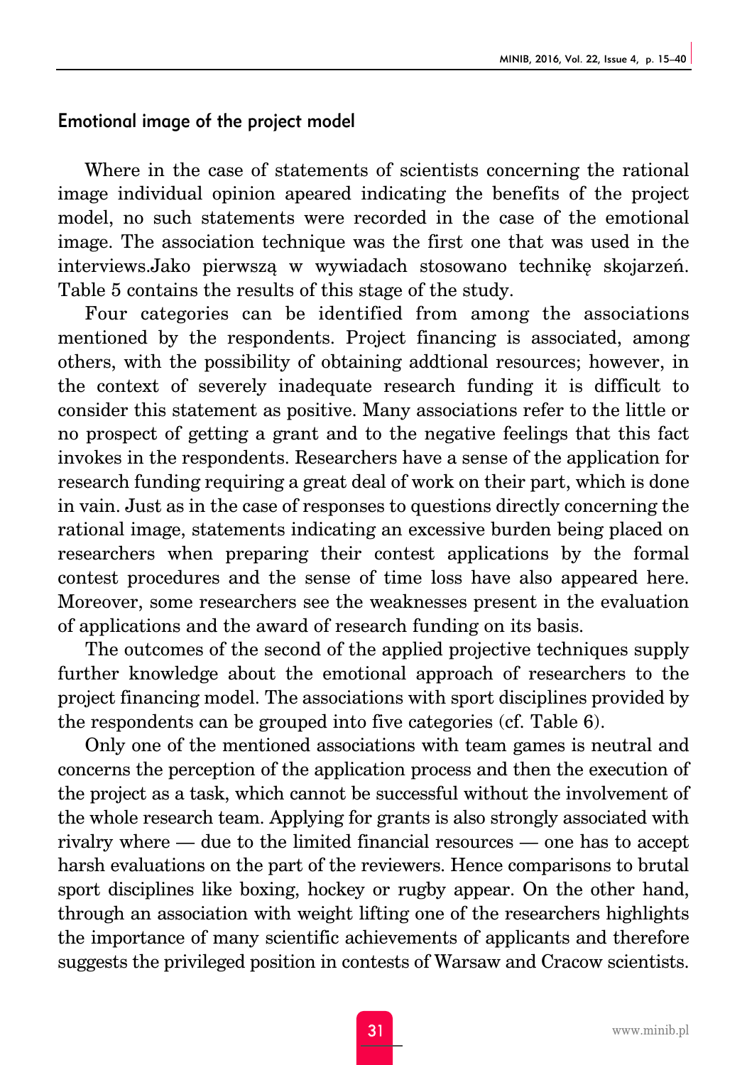## Emotional image of the project model

Where in the case of statements of scientists concerning the rational image individual opinion apeared indicating the benefits of the project model, no such statements were recorded in the case of the emotional image. The association technique was the first one that was used in the interviews.Jako pierwszą w wywiadach stosowano technikę skojarzeń. Table 5 contains the results of this stage of the study.

Four categories can be identified from among the associations mentioned by the respondents. Project financing is associated, among others, with the possibility of obtaining addtional resources; however, in the context of severely inadequate research funding it is difficult to consider this statement as positive. Many associations refer to the little or no prospect of getting a grant and to the negative feelings that this fact invokes in the respondents. Researchers have a sense of the application for research funding requiring a great deal of work on their part, which is done in vain. Just as in the case of responses to questions directly concerning the rational image, statements indicating an excessive burden being placed on researchers when preparing their contest applications by the formal contest procedures and the sense of time loss have also appeared here. Moreover, some researchers see the weaknesses present in the evaluation of applications and the award of research funding on its basis.

The outcomes of the second of the applied projective techniques supply further knowledge about the emotional approach of researchers to the project financing model. The associations with sport disciplines provided by the respondents can be grouped into five categories (cf. Table 6).

Only one of the mentioned associations with team games is neutral and concerns the perception of the application process and then the execution of the project as a task, which cannot be successful without the involvement of the whole research team. Applying for grants is also strongly associated with rivalry where — due to the limited financial resources — one has to accept harsh evaluations on the part of the reviewers. Hence comparisons to brutal sport disciplines like boxing, hockey or rugby appear. On the other hand, through an association with weight lifting one of the researchers highlights the importance of many scientific achievements of applicants and therefore suggests the privileged position in contests of Warsaw and Cracow scientists.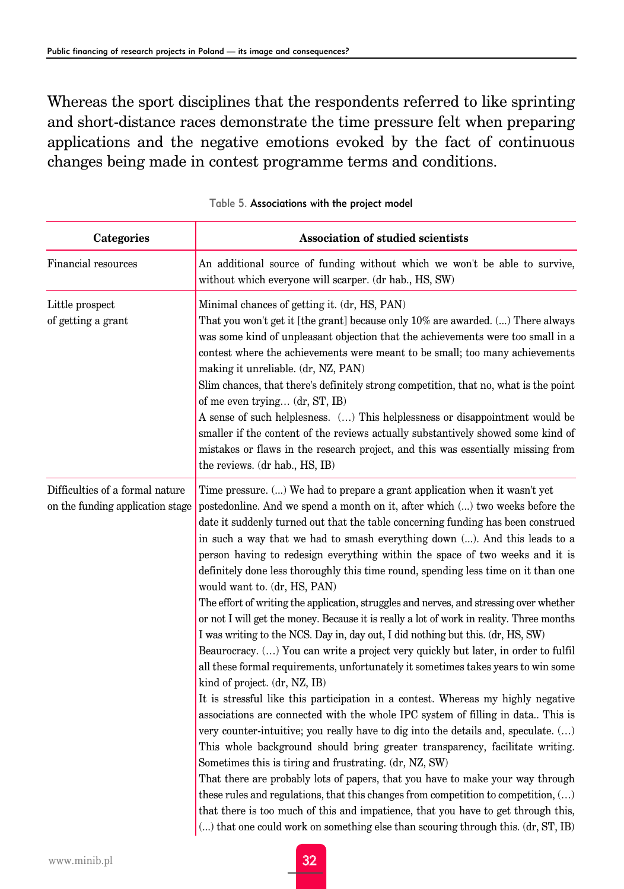Whereas the sport disciplines that the respondents referred to like sprinting and short-distance races demonstrate the time pressure felt when preparing applications and the negative emotions evoked by the fact of continuous changes being made in contest programme terms and conditions.

Table 5. Associations with the project model

| Categories | Association of studied scientists |
|---|---|
| Financial resources | An additional source of funding without which we won't be able to survive, without which everyone will scarper. (dr hab., HS, SW) |
| Little prospect of getting a grant | Minimal chances of getting it. (dr, HS, PAN)<br>That you won't get it [the grant] because only 10% are awarded. (...) There always was some kind of unpleasant objection that the achievements were too small in a contest where the achievements were meant to be small; too many achievements making it unreliable. (dr, NZ, PAN)<br>Slim chances, that there's definitely strong competition, that no, what is the point of me even trying… (dr, ST, IB)<br>A sense of such helplesness. (…) This helplessness or disappointment would be smaller if the content of the reviews actually substantively showed some kind of mistakes or flaws in the research project, and this was essentially missing from the reviews. (dr hab., HS, IB) |
| Difficulties of a formal nature on the funding application stage | Time pressure. (...) We had to prepare a grant application when it wasn't yet postedonline. And we spend a month on it, after which (...) two weeks before the date it suddenly turned out that the table concerning funding has been construed in such a way that we had to smash everything down (...). And this leads to a person having to redesign everything within the space of two weeks and it is definitely done less thoroughly this time round, spending less time on it than one would want to. (dr, HS, PAN)<br>The effort of writing the application, struggles and nerves, and stressing over whether or not I will get the money. Because it is really a lot of work in reality. Three months I was writing to the NCS. Day in, day out, I did nothing but this. (dr, HS, SW)<br>Beaurocracy. (…) You can write a project very quickly but later, in order to fulfil all these formal requirements, unfortunately it sometimes takes years to win some kind of project. (dr, NZ, IB)<br>It is stressful like this participation in a contest. Whereas my highly negative associations are connected with the whole IPC system of filling in data.. This is very counter-intuitive; you really have to dig into the details and, speculate. (…) This whole background should bring greater transparency, facilitate writing. Sometimes this is tiring and frustrating. (dr, NZ, SW)<br>That there are probably lots of papers, that you have to make your way through these rules and regulations, that this changes from competition to competition, (…) that there is too much of this and impatience, that you have to get through this, (...) that one could work on something else than scouring through this. (dr, ST, IB) |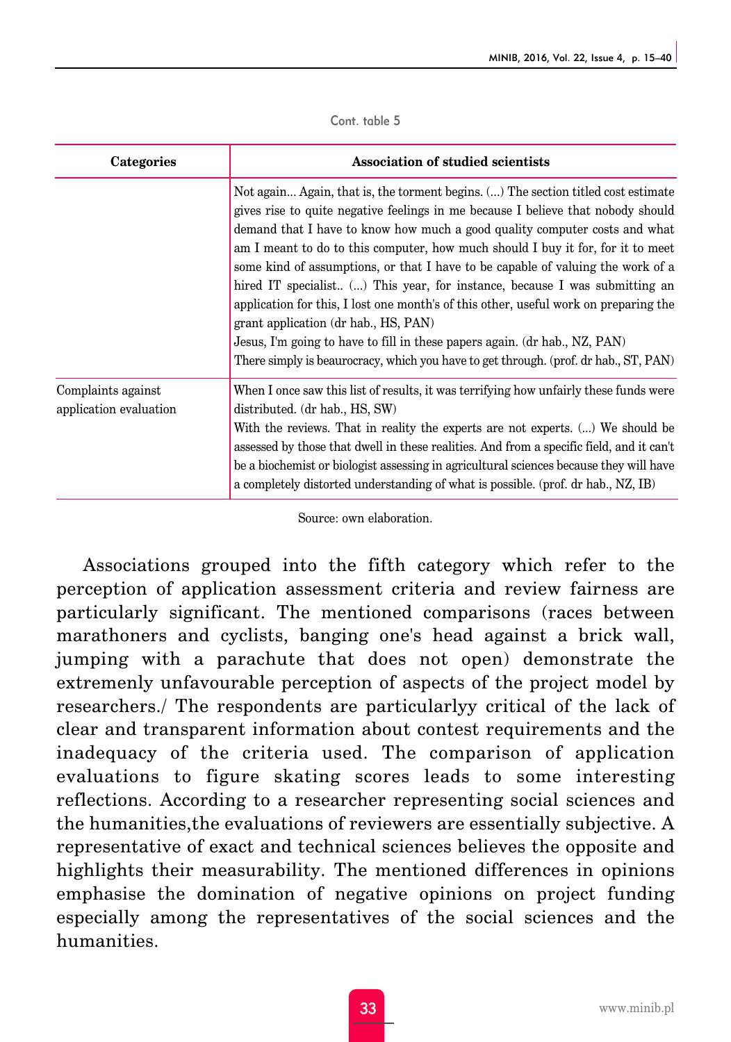Cont. table 5

| Categories | Association of studied scientists |
| --- | --- |
| | Not again... Again, that is, the torment begins. (...) The section titled cost estimate gives rise to quite negative feelings in me because I believe that nobody should demand that I have to know how much a good quality computer costs and what am I meant to do to this computer, how much should I buy it for, for it to meet some kind of assumptions, or that I have to be capable of valuing the work of a hired IT specialist.. (...) This year, for instance, because I was submitting an application for this, I lost one month's of this other, useful work on preparing the grant application (dr hab., HS, PAN)<br>Jesus, I'm going to have to fill in these papers again. (dr hab., NZ, PAN)<br>There simply is beaurocracy, which you have to get through. (prof. dr hab., ST, PAN) |
| Complaints against application evaluation | When I once saw this list of results, it was terrifying how unfairly these funds were distributed. (dr hab., HS, SW)<br>With the reviews. That in reality the experts are not experts. (...) We should be assessed by those that dwell in these realities. And from a specific field, and it can't be a biochemist or biologist assessing in agricultural sciences because they will have a completely distorted understanding of what is possible. (prof. dr hab., NZ, IB) |

Source: own elaboration.

Associations grouped into the fifth category which refer to the perception of application assessment criteria and review fairness are particularly significant. The mentioned comparisons (races between marathoners and cyclists, banging one's head against a brick wall, jumping with a parachute that does not open) demonstrate the extremely unfavourable perception of aspects of the project model by researchers./ The respondents are particularlyy critical of the lack of clear and transparent information about contest requirements and the inadequacy of the criteria used. The comparison of application evaluations to figure skating scores leads to some interesting reflections. According to a researcher representing social sciences and the humanities,the evaluations of reviewers are essentially subjective. A representative of exact and technical sciences believes the opposite and highlights their measurability. The mentioned differences in opinions emphasise the domination of negative opinions on project funding especially among the representatives of the social sciences and the humanities.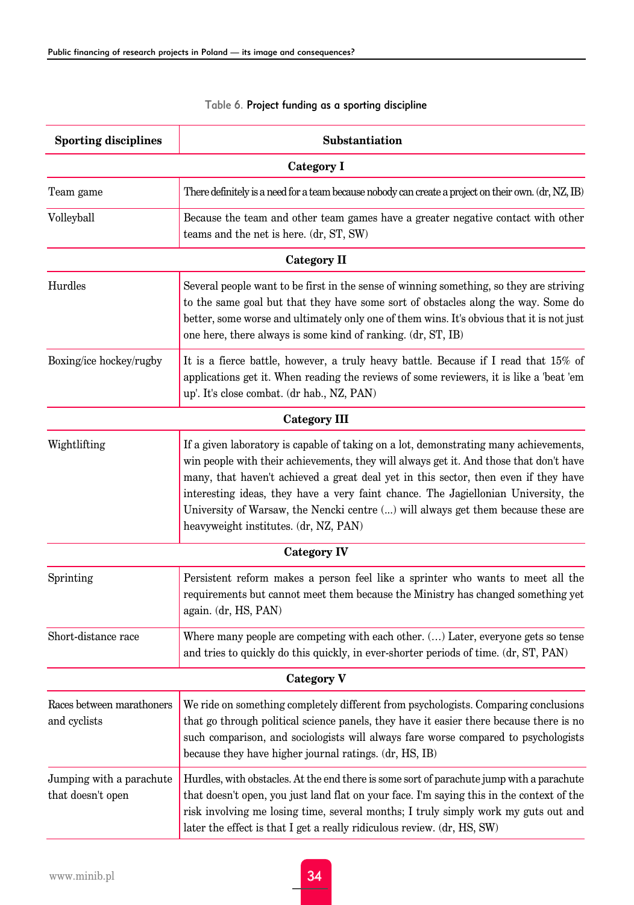Table 6. Project funding as a sporting discipline

| Sporting disciplines | Substantiation |
|---|---|
| **Category I** | |
| Team game | There definitely is a need for a team because nobody can create a project on their own. (dr, NZ, IB) |
| Volleyball | Because the team and other team games have a greater negative contact with other teams and the net is here. (dr, ST, SW) |
| **Category II** | |
| Hurdles | Several people want to be first in the sense of winning something, so they are striving to the same goal but that they have some sort of obstacles along the way. Some do better, some worse and ultimately only one of them wins. It's obvious that it is not just one here, there always is some kind of ranking. (dr, ST, IB) |
| Boxing/ice hockey/rugby | It is a fierce battle, however, a truly heavy battle. Because if I read that 15% of applications get it. When reading the reviews of some reviewers, it is like a 'beat 'em up'. It's close combat. (dr hab., NZ, PAN) |
| **Category III** | |
| Wightlifting | If a given laboratory is capable of taking on a lot, demonstrating many achievements, win people with their achievements, they will always get it. And those that don't have many, that haven't achieved a great deal yet in this sector, then even if they have interesting ideas, they have a very faint chance. The Jagiellonian University, the University of Warsaw, the Nencki centre (...) will always get them because these are heavyweight institutes. (dr, NZ, PAN) |
| **Category IV** | |
| Sprinting | Persistent reform makes a person feel like a sprinter who wants to meet all the requirements but cannot meet them because the Ministry has changed something yet again. (dr, HS, PAN) |
| Short-distance race | Where many people are competing with each other. (…) Later, everyone gets so tense and tries to quickly do this quickly, in ever-shorter periods of time. (dr, ST, PAN) |
| **Category V** | |
| Races between marathoners and cyclists | We ride on something completely different from psychologists. Comparing conclusions that go through political science panels, they have it easier there because there is no such comparison, and sociologists will always fare worse compared to psychologists because they have higher journal ratings. (dr, HS, IB) |
| Jumping with a parachute that doesn't open | Hurdles, with obstacles. At the end there is some sort of parachute jump with a parachute that doesn't open, you just land flat on your face. I'm saying this in the context of the risk involving me losing time, several months; I truly simply work my guts out and later the effect is that I get a really ridiculous review. (dr, HS, SW) |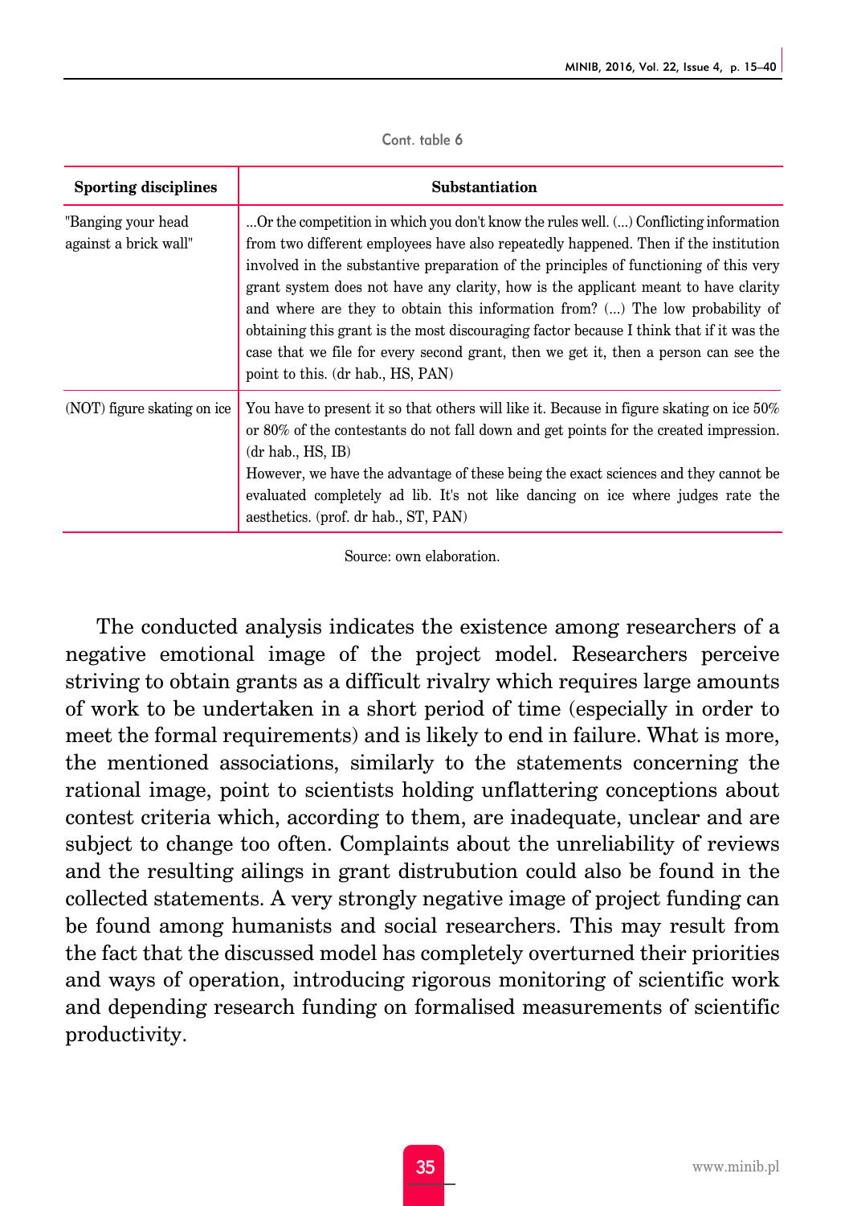Cont. table 6

| Sporting disciplines | Substantiation |
|---|---|
| "Banging your head against a brick wall" | ...Or the competition in which you don't know the rules well. (...) Conflicting information from two different employees have also repeatedly happened. Then if the institution involved in the substantive preparation of the principles of functioning of this very grant system does not have any clarity, how is the applicant meant to have clarity and where are they to obtain this information from? (...) The low probability of obtaining this grant is the most discouraging factor because I think that if it was the case that we file for every second grant, then we get it, then a person can see the point to this. (dr hab., HS, PAN) |
| (NOT) figure skating on ice | You have to present it so that others will like it. Because in figure skating on ice 50% or 80% of the contestants do not fall down and get points for the created impression. (dr hab., HS, IB)<br>However, we have the advantage of these being the exact sciences and they cannot be evaluated completely ad lib. It's not like dancing on ice where judges rate the aesthetics. (prof. dr hab., ST, PAN) |

Source: own elaboration.

The conducted analysis indicates the existence among researchers of a negative emotional image of the project model. Researchers perceive striving to obtain grants as a difficult rivalry which requires large amounts of work to be undertaken in a short period of time (especially in order to meet the formal requirements) and is likely to end in failure. What is more, the mentioned associations, similarly to the statements concerning the rational image, point to scientists holding unflattering conceptions about contest criteria which, according to them, are inadequate, unclear and are subject to change too often. Complaints about the unreliability of reviews and the resulting ailings in grant distrubution could also be found in the collected statements. A very strongly negative image of project funding can be found among humanists and social researchers. This may result from the fact that the discussed model has completely overturned their priorities and ways of operation, introducing rigorous monitoring of scientific work and depending research funding on formalised measurements of scientific productivity.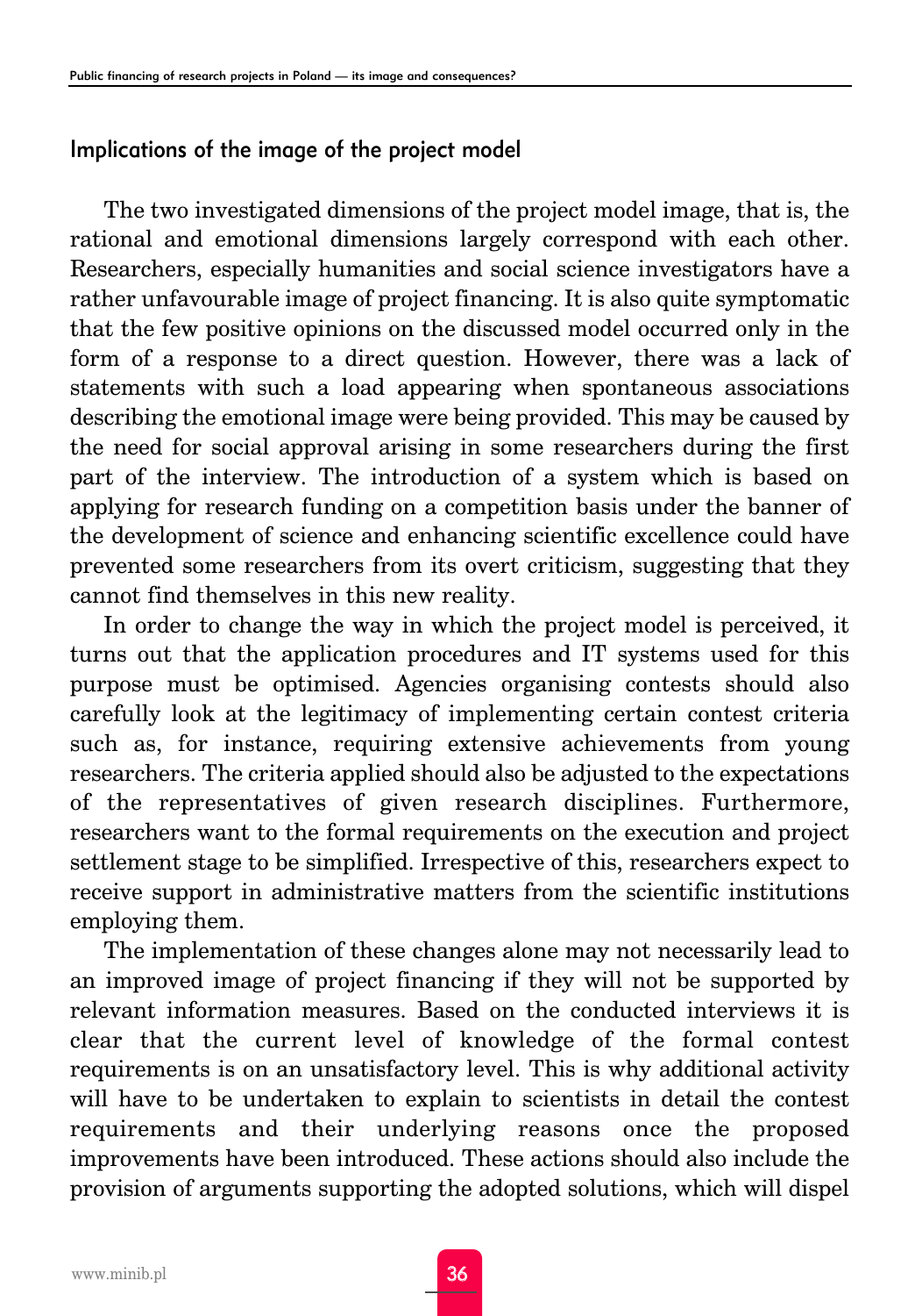## Implications of the image of the project model

The two investigated dimensions of the project model image, that is, the rational and emotional dimensions largely correspond with each other. Researchers, especially humanities and social science investigators have a rather unfavourable image of project financing. It is also quite symptomatic that the few positive opinions on the discussed model occurred only in the form of a response to a direct question. However, there was a lack of statements with such a load appearing when spontaneous associations describing the emotional image were being provided. This may be caused by the need for social approval arising in some researchers during the first part of the interview. The introduction of a system which is based on applying for research funding on a competition basis under the banner of the development of science and enhancing scientific excellence could have prevented some researchers from its overt criticism, suggesting that they cannot find themselves in this new reality.

In order to change the way in which the project model is perceived, it turns out that the application procedures and IT systems used for this purpose must be optimised. Agencies organising contests should also carefully look at the legitimacy of implementing certain contest criteria such as, for instance, requiring extensive achievements from young researchers. The criteria applied should also be adjusted to the expectations of the representatives of given research disciplines. Furthermore, researchers want to the formal requirements on the execution and project settlement stage to be simplified. Irrespective of this, researchers expect to receive support in administrative matters from the scientific institutions employing them.

The implementation of these changes alone may not necessarily lead to an improved image of project financing if they will not be supported by relevant information measures. Based on the conducted interviews it is clear that the current level of knowledge of the formal contest requirements is on an unsatisfactory level. This is why additional activity will have to be undertaken to explain to scientists in detail the contest requirements and their underlying reasons once the proposed improvements have been introduced. These actions should also include the provision of arguments supporting the adopted solutions, which will dispel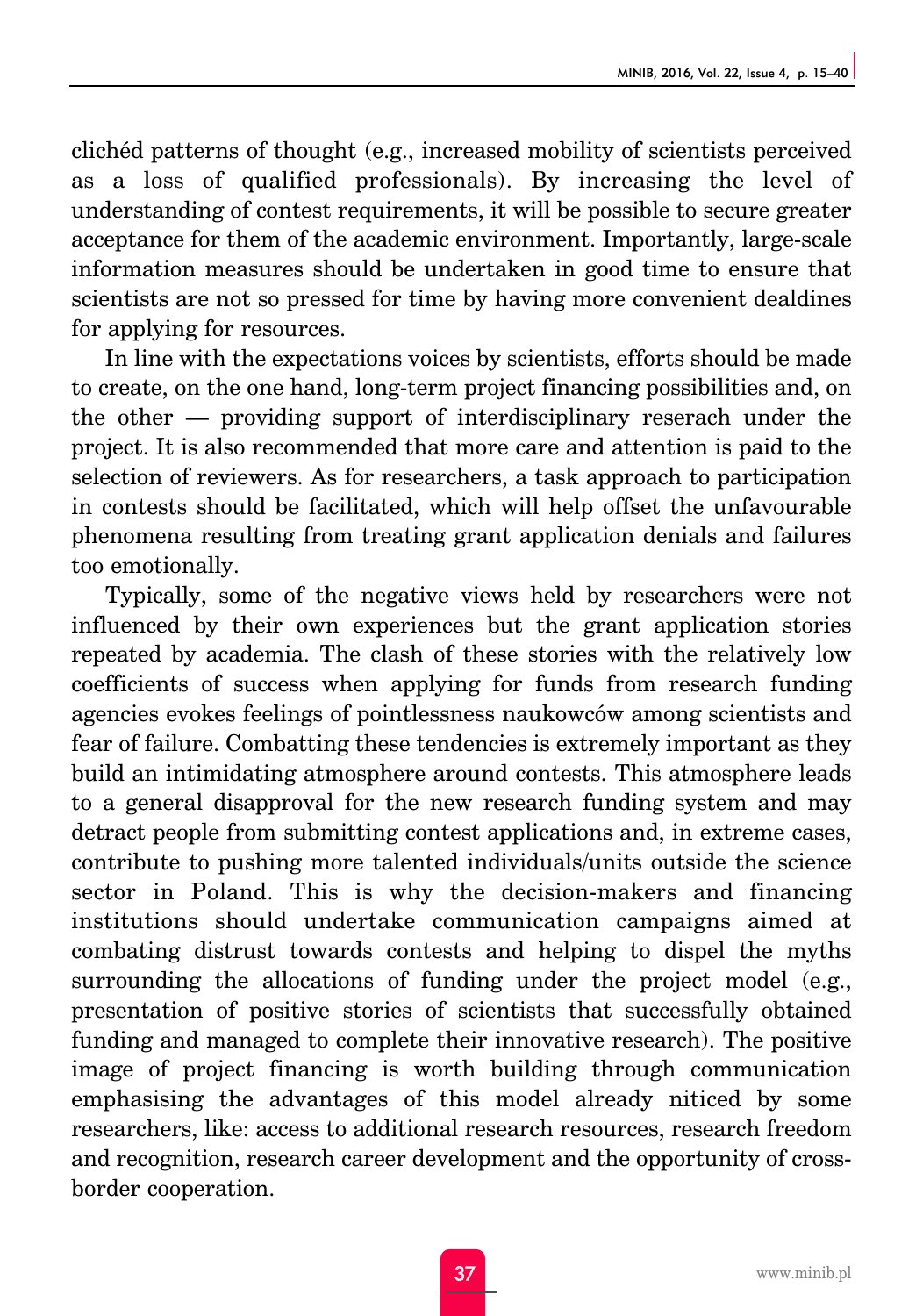clichéd patterns of thought (e.g., increased mobility of scientists perceived as a loss of qualified professionals). By increasing the level of understanding of contest requirements, it will be possible to secure greater acceptance for them of the academic environment. Importantly, large-scale information measures should be undertaken in good time to ensure that scientists are not so pressed for time by having more convenient dealdines for applying for resources.

In line with the expectations voices by scientists, efforts should be made to create, on the one hand, long-term project financing possibilities and, on the other — providing support of interdisciplinary reserach under the project. It is also recommended that more care and attention is paid to the selection of reviewers. As for researchers, a task approach to participation in contests should be facilitated, which will help offset the unfavourable phenomena resulting from treating grant application denials and failures too emotionally.

Typically, some of the negative views held by researchers were not influenced by their own experiences but the grant application stories repeated by academia. The clash of these stories with the relatively low coefficients of success when applying for funds from research funding agencies evokes feelings of pointlessness naukowców among scientists and fear of failure. Combatting these tendencies is extremely important as they build an intimidating atmosphere around contests. This atmosphere leads to a general disapproval for the new research funding system and may detract people from submitting contest applications and, in extreme cases, contribute to pushing more talented individuals/units outside the science sector in Poland. This is why the decision-makers and financing institutions should undertake communication campaigns aimed at combating distrust towards contests and helping to dispel the myths surrounding the allocations of funding under the project model (e.g., presentation of positive stories of scientists that successfully obtained funding and managed to complete their innovative research). The positive image of project financing is worth building through communication emphasising the advantages of this model already niticed by some researchers, like: access to additional research resources, research freedom and recognition, research career development and the opportunity of cross-border cooperation.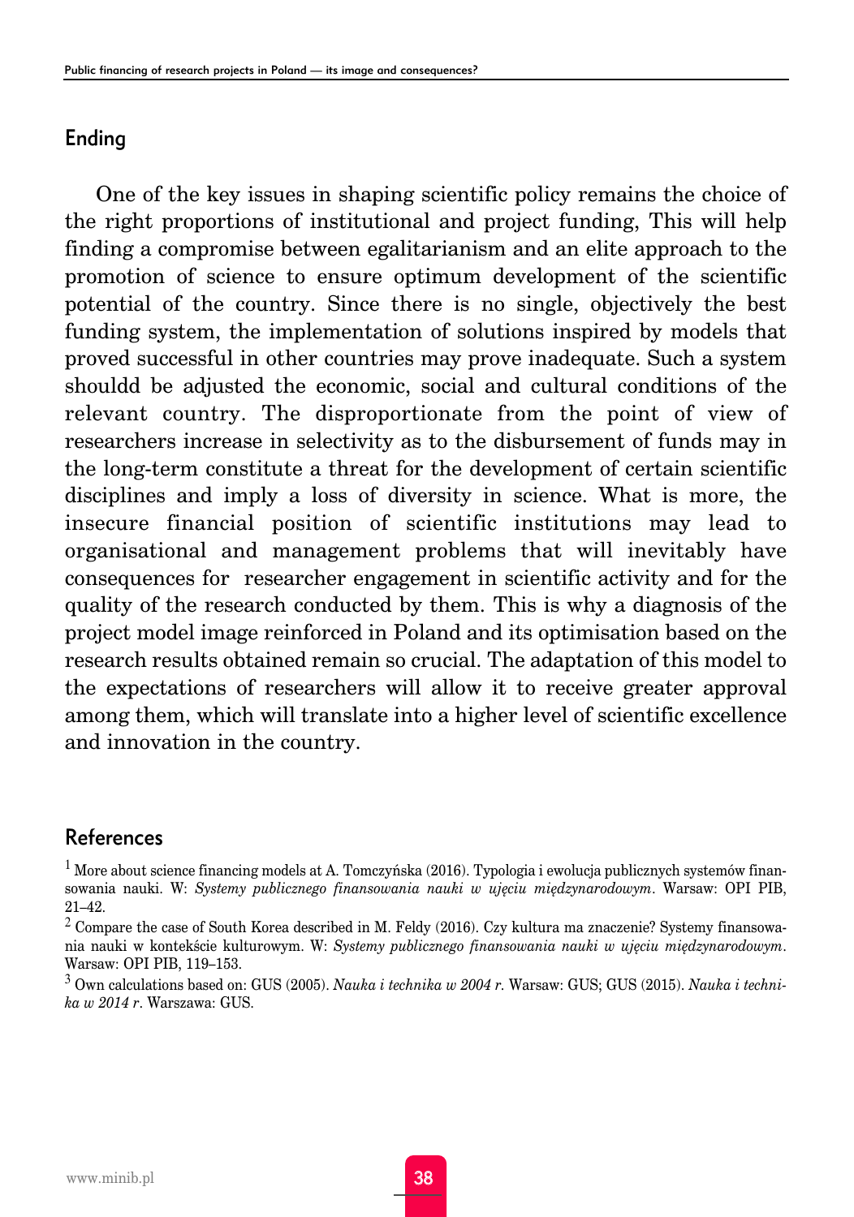## Ending

One of the key issues in shaping scientific policy remains the choice of the right proportions of institutional and project funding, This will help finding a compromise between egalitarianism and an elite approach to the promotion of science to ensure optimum development of the scientific potential of the country. Since there is no single, objectively the best funding system, the implementation of solutions inspired by models that proved successful in other countries may prove inadequate. Such a system shouldd be adjusted the economic, social and cultural conditions of the relevant country. The disproportionate from the point of view of researchers increase in selectivity as to the disbursement of funds may in the long-term constitute a threat for the development of certain scientific disciplines and imply a loss of diversity in science. What is more, the insecure financial position of scientific institutions may lead to organisational and management problems that will inevitably have consequences for researcher engagement in scientific activity and for the quality of the research conducted by them. This is why a diagnosis of the project model image reinforced in Poland and its optimisation based on the research results obtained remain so crucial. The adaptation of this model to the expectations of researchers will allow it to receive greater approval among them, which will translate into a higher level of scientific excellence and innovation in the country.

## References

[1] More about science financing models at A. Tomczyńska (2016). Typologia i ewolucja publicznych systemów finansowania nauki. W: *Systemy publicznego finansowania nauki w ujęciu międzynarodowym*. Warsaw: OPI PIB, 21–42.

[2] Compare the case of South Korea described in M. Feldy (2016). Czy kultura ma znaczenie? Systemy finansowania nauki w kontekście kulturowym. W: *Systemy publicznego finansowania nauki w ujęciu międzynarodowym*. Warsaw: OPI PIB, 119–153.

[3] Own calculations based on: GUS (2005). *Nauka i technika w 2004 r.* Warsaw: GUS; GUS (2015). *Nauka i technika w 2014 r*. Warszawa: GUS.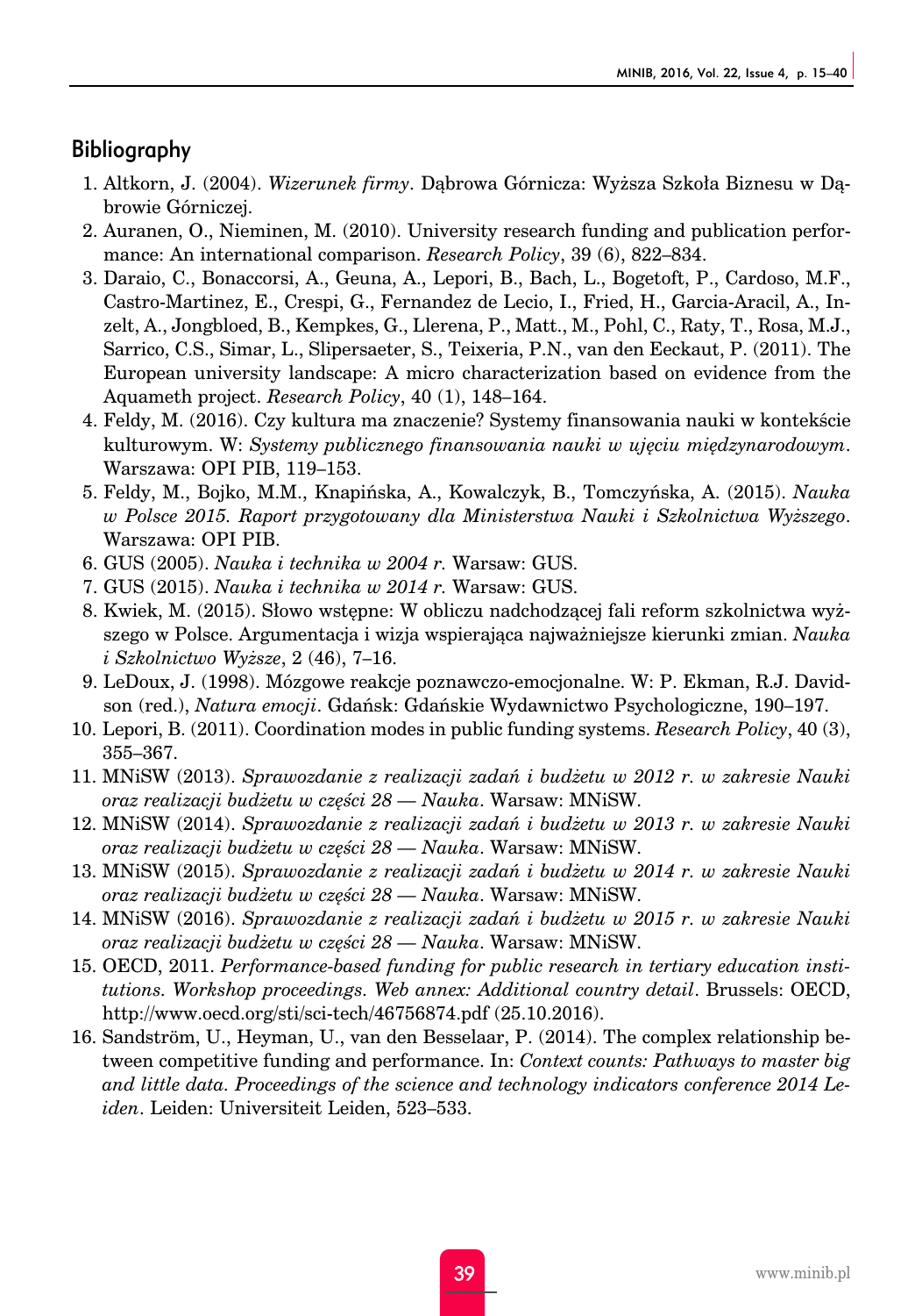## Bibliography

1. Altkorn, J. (2004). *Wizerunek firmy*. Dąbrowa Górnicza: Wyższa Szkoła Biznesu w Dąbrowie Górniczej.
2. Auranen, O., Nieminen, M. (2010). University research funding and publication performance: An international comparison. *Research Policy*, 39 (6), 822–834.
3. Daraio, C., Bonaccorsi, A., Geuna, A., Lepori, B., Bach, L., Bogetoft, P., Cardoso, M.F., Castro-Martinez, E., Crespi, G., Fernandez de Lecio, I., Fried, H., Garcia-Aracil, A., Inzelt, A., Jongbloed, B., Kempkes, G., Llerena, P., Matt., M., Pohl, C., Raty, T., Rosa, M.J., Sarrico, C.S., Simar, L., Slipersaeter, S., Teixeria, P.N., van den Eeckaut, P. (2011). The European university landscape: A micro characterization based on evidence from the Aquameth project. *Research Policy*, 40 (1), 148–164.
4. Feldy, M. (2016). Czy kultura ma znaczenie? Systemy finansowania nauki w kontekście kulturowym. W: *Systemy publicznego finansowania nauki w ujęciu międzynarodowym*. Warszawa: OPI PIB, 119–153.
5. Feldy, M., Bojko, M.M., Knapińska, A., Kowalczyk, B., Tomczyńska, A. (2015). *Nauka w Polsce 2015. Raport przygotowany dla Ministerstwa Nauki i Szkolnictwa Wyższego*. Warszawa: OPI PIB.
6. GUS (2005). *Nauka i technika w 2004 r.* Warsaw: GUS.
7. GUS (2015). *Nauka i technika w 2014 r.* Warsaw: GUS.
8. Kwiek, M. (2015). Słowo wstępne: W obliczu nadchodzącej fali reform szkolnictwa wyższego w Polsce. Argumentacja i wizja wspierająca najważniejsze kierunki zmian. *Nauka i Szkolnictwo Wyższe*, 2 (46), 7–16.
9. LeDoux, J. (1998). Mózgowe reakcje poznawczo-emocjonalne. W: P. Ekman, R.J. Davidson (red.), *Natura emocji*. Gdańsk: Gdańskie Wydawnictwo Psychologiczne, 190–197.
10. Lepori, B. (2011). Coordination modes in public funding systems. *Research Policy*, 40 (3), 355–367.
11. MNiSW (2013). *Sprawozdanie z realizacji zadań i budżetu w 2012 r. w zakresie Nauki oraz realizacji budżetu w części 28 — Nauka*. Warsaw: MNiSW.
12. MNiSW (2014). *Sprawozdanie z realizacji zadań i budżetu w 2013 r. w zakresie Nauki oraz realizacji budżetu w części 28 — Nauka*. Warsaw: MNiSW.
13. MNiSW (2015). *Sprawozdanie z realizacji zadań i budżetu w 2014 r. w zakresie Nauki oraz realizacji budżetu w części 28 — Nauka*. Warsaw: MNiSW.
14. MNiSW (2016). *Sprawozdanie z realizacji zadań i budżetu w 2015 r. w zakresie Nauki oraz realizacji budżetu w części 28 — Nauka*. Warsaw: MNiSW.
15. OECD, 2011. *Performance-based funding for public research in tertiary education institutions. Workshop proceedings. Web annex: Additional country detail*. Brussels: OECD, http://www.oecd.org/sti/sci-tech/46756874.pdf (25.10.2016).
16. Sandström, U., Heyman, U., van den Besselaar, P. (2014). The complex relationship between competitive funding and performance. In: *Context counts: Pathways to master big and little data. Proceedings of the science and technology indicators conference 2014 Leiden*. Leiden: Universiteit Leiden, 523–533.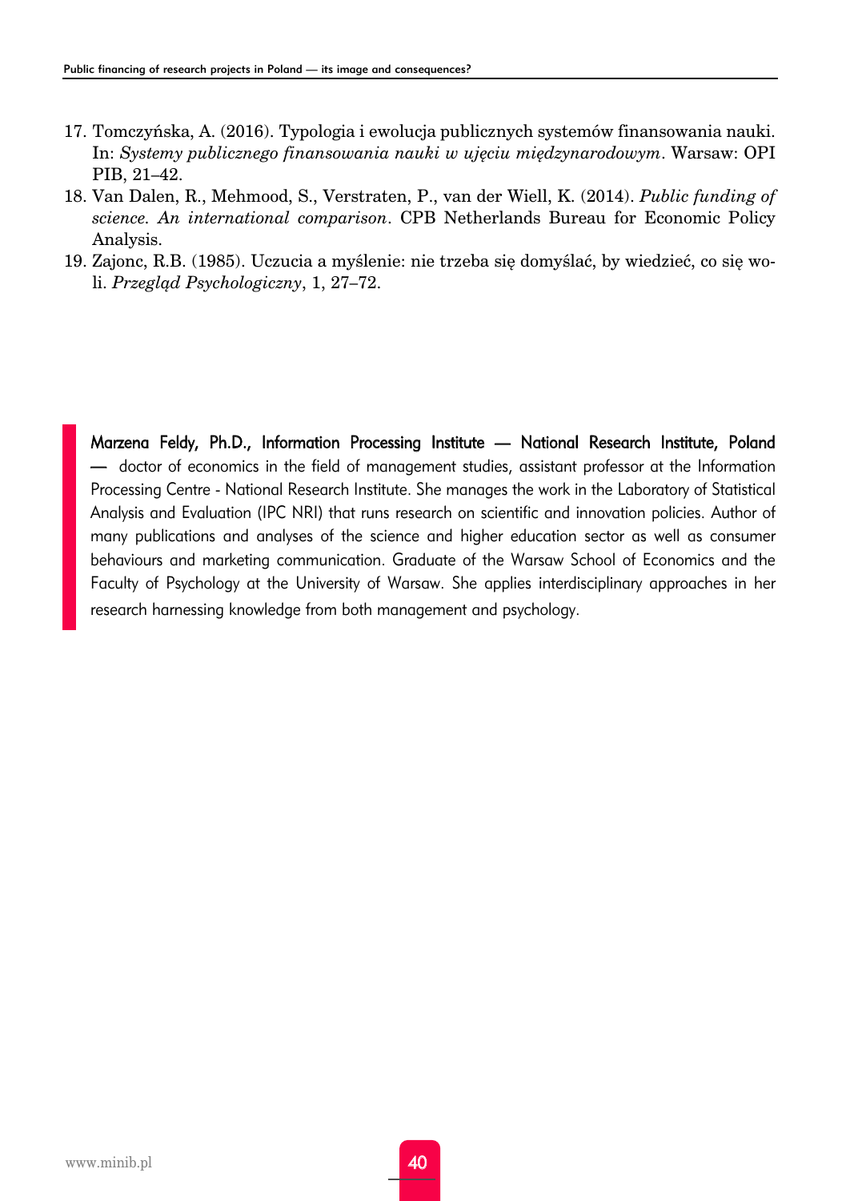17. Tomczyńska, A. (2016). Typologia i ewolucja publicznych systemów finansowania nauki. In: *Systemy publicznego finansowania nauki w ujęciu międzynarodowym*. Warsaw: OPI PIB, 21–42.
18. Van Dalen, R., Mehmood, S., Verstraten, P., van der Wiell, K. (2014). *Public funding of science. An international comparison*. CPB Netherlands Bureau for Economic Policy Analysis.
19. Zajonc, R.B. (1985). Uczucia a myślenie: nie trzeba się domyślać, by wiedzieć, co się woli. *Przegląd Psychologiczny*, 1, 27–72.

Marzena Feldy, Ph.D., Information Processing Institute — National Research Institute, Poland — doctor of economics in the field of management studies, assistant professor at the Information Processing Centre - National Research Institute. She manages the work in the Laboratory of Statistical Analysis and Evaluation (IPC NRI) that runs research on scientific and innovation policies. Author of many publications and analyses of the science and higher education sector as well as consumer behaviours and marketing communication. Graduate of the Warsaw School of Economics and the Faculty of Psychology at the University of Warsaw. She applies interdisciplinary approaches in her research harnessing knowledge from both management and psychology.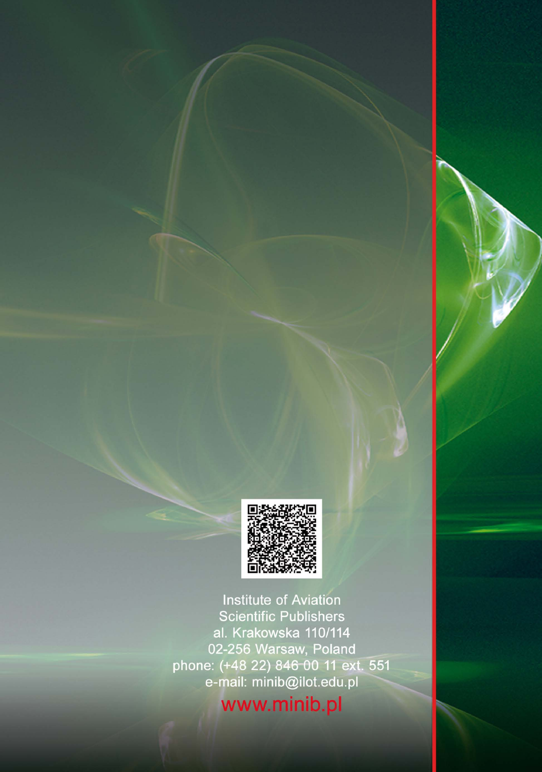Institute of Aviation
Scientific Publishers
al. Krakowska 110/114
02-256 Warsaw, Poland
phone: (+48 22) 846 00 11 ext. 551
e-mail: minib@ilot.edu.pl

www.minib.pl